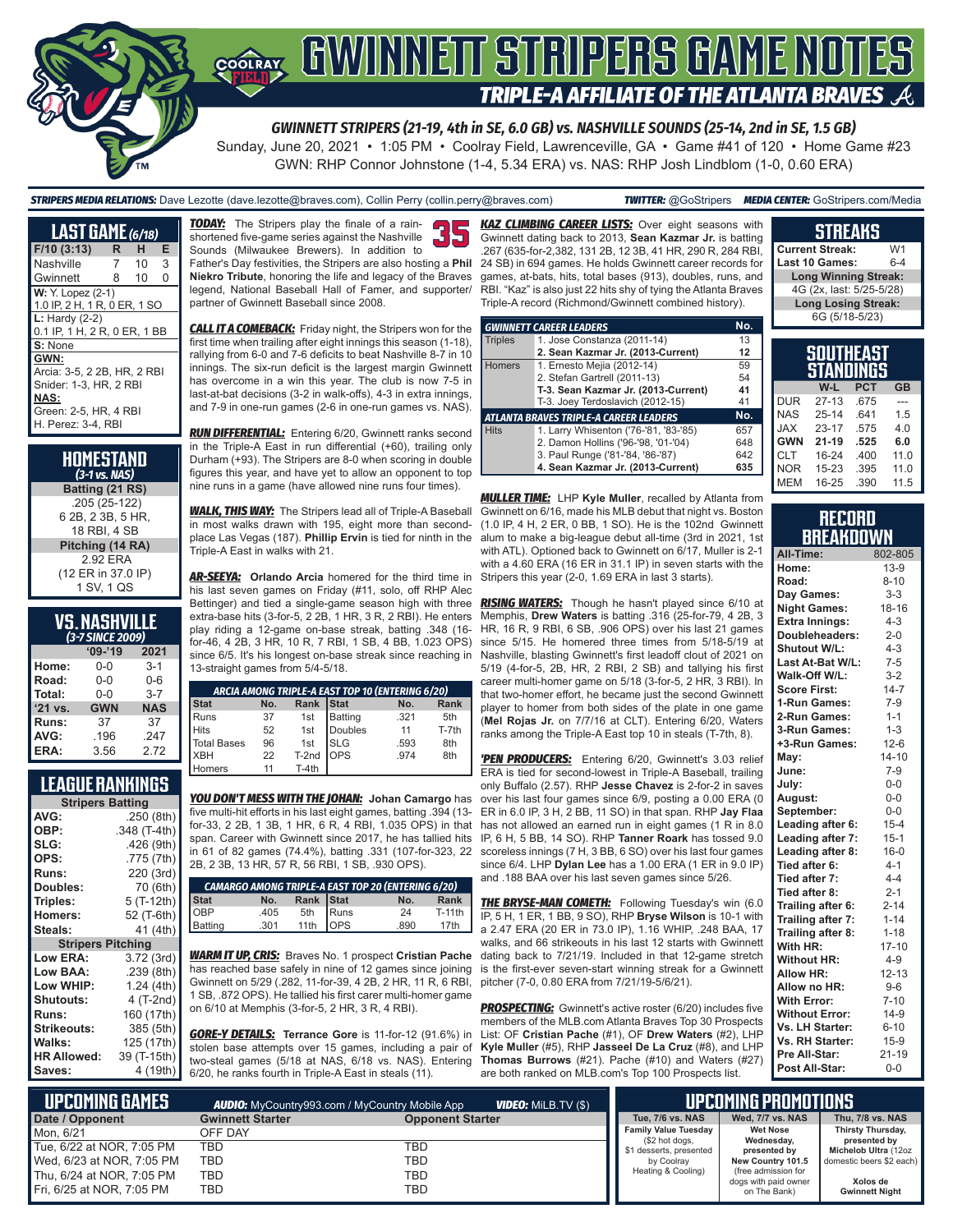# GWINNETT STRIPERS GAME NOTES

## TRIPLE-A AFFILIATE OF THE ATLANTA BRAVES

**GWINNETT STRIPERS (21-19, 4th in SE, 6.0 GB) vs. NASHVILLE SOUNDS (25-14, 2nd in SE, 1.5 GB)**

Sunday, June 20, 2021 • 1:05 PM • Coolray Field, Lawrenceville, GA • Game #41 of 120 • Home Game #23

GWN: RHP Connor Johnstone (1-4, 5.34 ERA) vs. NAS: RHP Josh Lindblom (1-0, 0.60 ERA)

**STRIPERS MEDIA RELATIONS:** Dave Lezotte (dave.lezotte@braves.com), Collin Perry (collin.perry@braves.com) **TWITTER:** @GoStripers **MEDIA CENTER:** GoStripers.com/Media

## LAST GAME (6/18)

| F/10 (3:13) | R | H | E |
|---|---|---|---|
| Nashville | 7 | 10 | 3 |
| Gwinnett | 8 | 10 | 0 |

**W:** Y. Lopez (2-1)
1.0 IP, 2 H, 1 R, 0 ER, 1 SO

**L:** Hardy (2-2)
0.1 IP, 1 H, 2 R, 0 ER, 1 BB

**S:** None

**GWN:**
Arcia: 3-5, 2 2B, HR, 2 RBI
Snider: 1-3, HR, 2 RBI

**NAS:**
Green: 2-5, HR, 4 RBI
H. Perez: 3-4, RBI

## HOMESTAND
*(3-1 vs. NAS)*

**Batting (21 RS)**
.205 (25-122)
6 2B, 2 3B, 5 HR,
18 RBI, 4 SB

**Pitching (14 RA)**
2.92 ERA
(12 ER in 37.0 IP)
1 SV, 1 QS

## VS. NASHVILLE
*(3-7 SINCE 2009)*

| | '09-'19 | 2021 |
|---|---|---|
| Home: | 0-0 | 3-1 |
| Road: | 0-0 | 0-6 |
| Total: | 0-0 | 3-7 |
| '21 vs. | GWN | NAS |
| Runs: | 37 | 37 |
| AVG: | .196 | .247 |
| ERA: | 3.56 | 2.72 |

## LEAGUE RANKINGS

| Stripers Batting | |
|---|---|
| AVG: | .250 (8th) |
| OBP: | .348 (T-4th) |
| SLG: | .426 (9th) |
| OPS: | .775 (7th) |
| Runs: | 220 (3rd) |
| Doubles: | 70 (6th) |
| Triples: | 5 (T-12th) |
| Homers: | 52 (T-6th) |
| Steals: | 41 (4th) |
| **Stripers Pitching** | |
| Low ERA: | 3.72 (3rd) |
| Low BAA: | .239 (8th) |
| Low WHIP: | 1.24 (4th) |
| Shutouts: | 4 (T-2nd) |
| Runs: | 160 (17th) |
| Strikeouts: | 385 (5th) |
| Walks: | 125 (17th) |
| HR Allowed: | 39 (T-15th) |
| Saves: | 4 (19th) |

**TODAY:** The Stripers play the finale of a rain-shortened five-game series against the Nashville Sounds (Milwaukee Brewers). In addition to Father's Day festivities, the Stripers are also hosting a **Phil Niekro Tribute**, honoring the life and legacy of the Braves legend, National Baseball Hall of Famer, and supporter/partner of Gwinnett Baseball since 2008.

**CALL IT A COMEBACK:** Friday night, the Stripers won for the first time when trailing after eight innings this season (1-18), rallying from 6-0 and 7-6 deficits to beat Nashville 8-7 in 10 innings. The six-run deficit is the largest margin Gwinnett has overcome in a win this year. The club is now 7-5 in last-at-bat decisions (3-2 in walk-offs), 4-3 in extra innings, and 7-9 in one-run games (2-6 in one-run games vs. NAS).

**RUN DIFFERENTIAL:** Entering 6/20, Gwinnett ranks second in the Triple-A East in run differential (+60), trailing only Durham (+93). The Stripers are 8-0 when scoring in double figures this year, and have yet to allow an opponent to top nine runs in a game (have allowed nine runs four times).

**WALK, THIS WAY:** The Stripers lead all of Triple-A Baseball in most walks drawn with 195, eight more than second-place Las Vegas (187). **Phillip Ervin** is tied for ninth in the Triple-A East in walks with 21.

**AR-SEEYA:** **Orlando Arcia** homered for the third time in his last seven games on Friday (#11, solo, off RHP Alec Bettinger) and tied a single-game season high with three extra-base hits (3-for-5, 2 2B, 1 HR, 3 R, 2 RBI). He enters play riding a 12-game on-base streak, batting .348 (16-for-46, 4 2B, 3 HR, 10 R, 7 RBI, 1 SB, 4 BB, 1.023 OPS) since 6/5. It's his longest on-base streak since reaching in 13-straight games from 5/4-5/18.

**ARCIA AMONG TRIPLE-A EAST TOP 10 (ENTERING 6/20)**

| Stat | No. | Rank | Stat | No. | Rank |
|---|---|---|---|---|---|
| Runs | 37 | 1st | Batting | .321 | 5th |
| Hits | 52 | 1st | Doubles | 11 | T-7th |
| Total Bases | 96 | 1st | SLG | .593 | 8th |
| XBH | 22 | T-2nd | OPS | .974 | 8th |
| Homers | 11 | T-4th | | | |

**YOU DON'T MESS WITH THE JOHAN:** **Johan Camargo** has five multi-hit efforts in his last eight games, batting .394 (13-for-33, 2 2B, 1 3B, 1 HR, 6 R, 4 RBI, 1.035 OPS) in that span. Career with Gwinnett since 2017, he has tallied hits in 61 of 82 games (74.4%), batting .331 (107-for-323, 22 2B, 2 3B, 13 HR, 57 R, 56 RBI, 1 SB, .930 OPS).

**CAMARGO AMONG TRIPLE-A EAST TOP 20 (ENTERING 6/20)**

| Stat | No. | Rank | Stat | No. | Rank |
|---|---|---|---|---|---|
| OBP | .405 | 5th | Runs | 24 | T-11th |
| Batting | .301 | 11th | OPS | .890 | 17th |

**WARM IT UP, CRIS:** Braves No. 1 prospect **Cristian Pache** has reached base safely in nine of 12 games since joining Gwinnett on 5/29 (.282, 11-for-39, 4 2B, 2 HR, 11 R, 6 RBI, 1 SB, .872 OPS). He tallied his first career multi-homer game on 6/10 at Memphis (3-for-5, 2 HR, 3 R, 4 RBI).

**GORE-Y DETAILS:** **Terrance Gore** is 11-for-12 (91.6%) in stolen base attempts over 15 games, including a pair of two-steal games (5/18 at NAS, 6/18 vs. NAS). Entering 6/20, he ranks fourth in Triple-A East in steals (11).

**KAZ CLIMBING CAREER LISTS:** Over eight seasons with Gwinnett dating back to 2013, **Sean Kazmar Jr.** is batting .267 (635-for-2,382, 131 2B, 12 3B, 41 HR, 290 R, 284 RBI, 24 SB) in 694 games. He holds Gwinnett career records for games, at-bats, hits, total bases (913), doubles, runs, and RBI. "Kaz" is also just 22 hits shy of tying the Atlanta Braves Triple-A record (Richmond/Gwinnett combined history).

| GWINNETT CAREER LEADERS | | No. |
|---|---|---|
| Triples | 1. Jose Constanza (2011-14) | 13 |
| | **2. Sean Kazmar Jr. (2013-Current)** | **12** |
| Homers | 1. Ernesto Mejia (2012-14) | 59 |
| | 2. Stefan Gartrell (2011-13) | 54 |
| | **T-3. Sean Kazmar Jr. (2013-Current)** | **41** |
| | T-3. Joey Terdoslavich (2012-15) | 41 |
| **ATLANTA BRAVES TRIPLE-A CAREER LEADERS** | | **No.** |
| Hits | 1. Larry Whisenton ('76-'81, '83-'85) | 657 |
| | 2. Damon Hollins ('96-'98, '01-'04) | 648 |
| | 3. Paul Runge ('81-'84, '86-'87) | 642 |
| | **4. Sean Kazmar Jr. (2013-Current)** | **635** |

**MULLER TIME:** LHP **Kyle Muller**, recalled by Atlanta from Gwinnett on 6/16, made his MLB debut that night vs. Boston (1.0 IP, 4 H, 2 ER, 0 BB, 1 SO). He is the 102nd Gwinnett alum to make a big-league debut all-time (3rd in 2021, 1st with ATL). Optioned back to Gwinnett on 6/17, Muller is 2-1 with a 4.60 ERA (16 ER in 31.1 IP) in seven starts with the Stripers this year (2-0, 1.69 ERA in last 3 starts).

**RISING WATERS:** Though he hasn't played since 6/10 at Memphis, **Drew Waters** is batting .316 (25-for-79, 4 2B, 3 HR, 16 R, 9 RBI, 6 SB, .906 OPS) over his last 21 games since 5/15. He homered three times from 5/18-5/19 at Nashville, blasting Gwinnett's first leadoff clout of 2021 on 5/19 (4-for-5, 2B, HR, 2 RBI, 2 SB) and tallying his first career multi-homer game on 5/18 (3-for-5, 2 HR, 3 RBI). In that two-homer effort, he became just the second Gwinnett player to homer from both sides of the plate in one game (**Mel Rojas Jr.** on 7/7/16 at CLT). Entering 6/20, Waters ranks among the Triple-A East top 10 in steals (T-7th, 8).

**'PEN PRODUCERS:** Entering 6/20, Gwinnett's 3.03 relief ERA is tied for second-lowest in Triple-A Baseball, trailing only Buffalo (2.57). RHP **Jesse Chavez** is 2-for-2 in saves over his last four games since 6/9, posting a 0.00 ERA (0 ER in 6.0 IP, 3 H, 2 BB, 11 SO) in that span. RHP **Jay Flaa** has not allowed an earned run in eight games (1 R in 8.0 IP, 6 H, 5 BB, 14 SO). RHP **Tanner Roark** has tossed 9.0 scoreless innings (7 H, 3 BB, 6 SO) over his last four games since 6/4. LHP **Dylan Lee** has a 1.00 ERA (1 ER in 9.0 IP) and .188 BAA over his last seven games since 5/26.

**THE BRYSE-MAN COMETH:** Following Tuesday's win (6.0 IP, 5 H, 1 ER, 1 BB, 9 SO), RHP **Bryse Wilson** is 10-1 with a 2.47 ERA (20 ER in 73.0 IP), 1.16 WHIP, .248 BAA, 17 walks, and 66 strikeouts in his last 12 starts with Gwinnett dating back to 7/21/19. Included in that 12-game stretch is the first-ever seven-start win streak for a Gwinnett pitcher (7-0, 0.80 ERA from 7/21/19-5/6/21).

**PROSPECTING:** Gwinnett's active roster (6/20) includes five members of the MLB.com Atlanta Braves Top 30 Prospects List: OF **Cristian Pache** (#1), OF **Drew Waters** (#2), LHP **Kyle Muller** (#5), RHP **Jasseel De La Cruz** (#8), and LHP **Thomas Burrows** (#21). Pache (#10) and Waters (#27) are both ranked on MLB.com's Top 100 Prospects list.

## STREAKS

| | |
|---|---|
| Current Streak: | W1 |
| Last 10 Games: | 6-4 |
| **Long Winning Streak:** | |
| 4G (2x, last: 5/25-5/28) | |
| **Long Losing Streak:** | |
| 6G (5/18-5/23) | |

## SOUTHEAST STANDINGS

| | W-L | PCT | GB |
|---|---|---|---|
| DUR | 27-13 | .675 | --- |
| NAS | 25-14 | .641 | 1.5 |
| JAX | 23-17 | .575 | 4.0 |
| **GWN** | **21-19** | **.525** | **6.0** |
| CLT | 16-24 | .400 | 11.0 |
| NOR | 15-23 | .395 | 11.0 |
| MEM | 16-25 | .390 | 11.5 |

## RECORD BREAKDOWN

| | |
|---|---|
| All-Time: | 802-805 |
| Home: | 13-9 |
| Road: | 8-10 |
| Day Games: | 3-3 |
| Night Games: | 18-16 |
| Extra Innings: | 4-3 |
| Doubleheaders: | 2-0 |
| Shutout W/L: | 4-3 |
| Last At-Bat W/L: | 7-5 |
| Walk-Off W/L: | 3-2 |
| Score First: | 14-7 |
| 1-Run Games: | 7-9 |
| 2-Run Games: | 1-1 |
| 3-Run Games: | 1-3 |
| +3-Run Games: | 12-6 |
| May: | 14-10 |
| June: | 7-9 |
| July: | 0-0 |
| August: | 0-0 |
| September: | 0-0 |
| Leading after 6: | 15-4 |
| Leading after 7: | 15-1 |
| Leading after 8: | 16-0 |
| Tied after 6: | 4-1 |
| Tied after 7: | 4-4 |
| Tied after 8: | 2-1 |
| Trailing after 6: | 2-14 |
| Trailing after 7: | 1-14 |
| Trailing after 8: | 1-18 |
| With HR: | 17-10 |
| Without HR: | 4-9 |
| Allow HR: | 12-13 |
| Allow no HR: | 9-6 |
| With Error: | 7-10 |
| Without Error: | 14-9 |
| Vs. LH Starter: | 6-10 |
| Vs. RH Starter: | 15-9 |
| Pre All-Star: | 21-19 |
| Post All-Star: | 0-0 |

## UPCOMING GAMES

**AUDIO:** MyCountry993.com / MyCountry Mobile App **VIDEO:** MiLB.TV ($)

| Date / Opponent | Gwinnett Starter | Opponent Starter |
|---|---|---|
| Mon, 6/21 | OFF DAY | |
| Tue, 6/22 at NOR, 7:05 PM | TBD | TBD |
| Wed, 6/23 at NOR, 7:05 PM | TBD | TBD |
| Thu, 6/24 at NOR, 7:05 PM | TBD | TBD |
| Fri, 6/25 at NOR, 7:05 PM | TBD | TBD |

## UPCOMING PROMOTIONS

| Tue, 7/6 vs. NAS | Wed, 7/7 vs. NAS | Thu, 7/8 vs. NAS |
|---|---|---|
| **Family Value Tuesday** ($2 hot dogs, $1 desserts, presented by Coolray Heating & Cooling) | **Wet Nose Wednesday, presented by New Country 101.5** (free admission for dogs with paid owner on The Bank) | **Thirsty Thursday, presented by Michelob Ultra** (12oz domestic beers $2 each) **Xolos de Gwinnett Night** |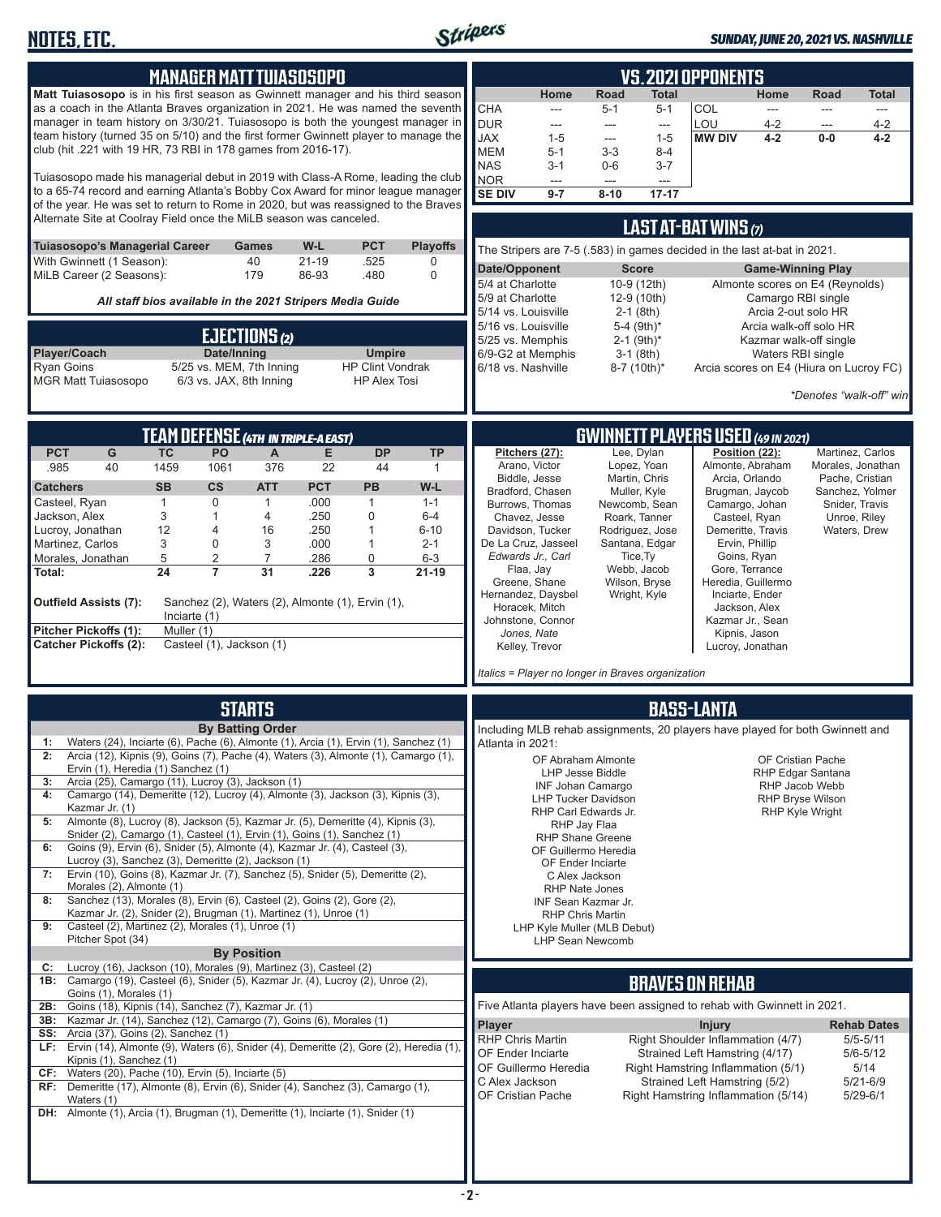## MANAGER MATT TUIASOSOPO

**Matt Tuiasosopo** is in his first season as Gwinnett manager and his third season as a coach in the Atlanta Braves organization in 2021. He was named the seventh manager in team history on 3/30/21. Tuiasosopo is both the youngest manager in team history (turned 35 on 5/10) and the first former Gwinnett player to manage the club (hit .221 with 19 HR, 73 RBI in 178 games from 2016-17).

Tuiasosopo made his managerial debut in 2019 with Class-A Rome, leading the club to a 65-74 record and earning Atlanta's Bobby Cox Award for minor league manager of the year. He was set to return to Rome in 2020, but was reassigned to the Braves Alternate Site at Coolray Field once the MiLB season was canceled.

| Tuiasosopo's Managerial Career | Games | W-L | PCT | Playoffs |
|---|---|---|---|---|
| With Gwinnett (1 Season): | 40 | 21-19 | .525 | 0 |
| MiLB Career (2 Seasons): | 179 | 86-93 | .480 | 0 |

*All staff bios available in the 2021 Stripers Media Guide*

## EJECTIONS (2)

| Player/Coach | Date/Inning | Umpire |
|---|---|---|
| Ryan Goins | 5/25 vs. MEM, 7th Inning | HP Clint Vondrak |
| MGR Matt Tuiasosopo | 6/3 vs. JAX, 8th Inning | HP Alex Tosi |

## TEAM DEFENSE (4TH IN TRIPLE-A EAST)

| PCT | G | TC | PO | A | E | DP | TP |
|---|---|---|---|---|---|---|---|
| .985 | 40 | 1459 | 1061 | 376 | 22 | 44 | 1 |

| Catchers | SB | CS | ATT | PCT | PB | W-L |
|---|---|---|---|---|---|---|
| Casteel, Ryan | 1 | 0 | 1 | .000 | 1 | 1-1 |
| Jackson, Alex | 3 | 1 | 4 | .250 | 0 | 6-4 |
| Lucroy, Jonathan | 12 | 4 | 16 | .250 | 1 | 6-10 |
| Martinez, Carlos | 3 | 0 | 3 | .000 | 1 | 2-1 |
| Morales, Jonathan | 5 | 2 | 7 | .286 | 0 | 6-3 |
| **Total:** | **24** | **7** | **31** | **.226** | **3** | **21-19** |

**Outfield Assists (7):** Sanchez (2), Waters (2), Almonte (1), Ervin (1), Inciarte (1)
**Pitcher Pickoffs (1):** Muller (1)
**Catcher Pickoffs (2):** Casteel (1), Jackson (1)

## STARTS

**By Batting Order**

1: Waters (24), Inciarte (6), Pache (6), Almonte (1), Arcia (1), Ervin (1), Sanchez (1)
2: Arcia (12), Kipnis (9), Goins (7), Pache (4), Waters (3), Almonte (1), Camargo (1), Ervin (1), Heredia (1) Sanchez (1)
3: Arcia (25), Camargo (11), Lucroy (3), Jackson (1)
4: Camargo (14), Demeritte (12), Lucroy (4), Almonte (3), Jackson (3), Kipnis (3), Kazmar Jr. (1)
5: Almonte (8), Lucroy (8), Jackson (5), Kazmar Jr. (5), Demeritte (4), Kipnis (3), Snider (2), Camargo (1), Casteel (1), Ervin (1), Goins (1), Sanchez (1)
6: Goins (9), Ervin (6), Snider (5), Almonte (4), Kazmar Jr. (4), Casteel (3), Lucroy (3), Sanchez (3), Demeritte (2), Jackson (1)
7: Ervin (10), Goins (8), Kazmar Jr. (7), Sanchez (5), Snider (5), Demeritte (2), Morales (2), Almonte (1)
8: Sanchez (13), Morales (8), Ervin (6), Casteel (2), Goins (2), Gore (2), Kazmar Jr. (2), Snider (2), Brugman (1), Martinez (1), Unroe (1)
9: Casteel (2), Martinez (2), Morales (1), Unroe (1) Pitcher Spot (34)

**By Position**

C: Lucroy (16), Jackson (10), Morales (9), Martinez (3), Casteel (2)
1B: Camargo (19), Casteel (6), Snider (5), Kazmar Jr. (4), Lucroy (2), Unroe (2), Goins (1), Morales (1)
2B: Goins (18), Kipnis (14), Sanchez (7), Kazmar Jr. (1)
3B: Kazmar Jr. (14), Sanchez (12), Camargo (7), Goins (6), Morales (1)
SS: Arcia (37), Goins (2), Sanchez (1)
LF: Ervin (14), Almonte (9), Waters (6), Snider (4), Demeritte (2), Gore (2), Heredia (1), Kipnis (1), Sanchez (1)
CF: Waters (20), Pache (10), Ervin (5), Inciarte (5)
RF: Demeritte (17), Almonte (8), Ervin (6), Snider (4), Sanchez (3), Camargo (1), Waters (1)
DH: Almonte (1), Arcia (1), Brugman (1), Demeritte (1), Inciarte (1), Snider (1)

## VS. 2021 OPPONENTS

| | Home | Road | Total | | Home | Road | Total |
|---|---|---|---|---|---|---|---|
| CHA | --- | 5-1 | 5-1 | COL | --- | --- | --- |
| DUR | --- | --- | --- | LOU | 4-2 | --- | 4-2 |
| JAX | 1-5 | --- | 1-5 | **MW DIV** | **4-2** | **0-0** | **4-2** |
| MEM | 5-1 | 3-3 | 8-4 | | | | |
| NAS | 3-1 | 0-6 | 3-7 | | | | |
| NOR | --- | --- | --- | | | | |
| **SE DIV** | **9-7** | **8-10** | **17-17** | | | | |

## LAST AT-BAT WINS (7)

The Stripers are 7-5 (.583) in games decided in the last at-bat in 2021.

| Date/Opponent | Score | Game-Winning Play |
|---|---|---|
| 5/4 at Charlotte | 10-9 (12th) | Almonte scores on E4 (Reynolds) |
| 5/9 at Charlotte | 12-9 (10th) | Camargo RBI single |
| 5/14 vs. Louisville | 2-1 (8th) | Arcia 2-out solo HR |
| 5/16 vs. Louisville | 5-4 (9th)* | Arcia walk-off solo HR |
| 5/25 vs. Memphis | 2-1 (9th)* | Kazmar walk-off single |
| 6/9-G2 at Memphis | 3-1 (8th) | Waters RBI single |
| 6/18 vs. Nashville | 8-7 (10th)* | Arcia scores on E4 (Hiura on Lucroy FC) |

*Denotes "walk-off" win

## GWINNETT PLAYERS USED (49 IN 2021)

**Pitchers (27):**
Arano, Victor
Biddle, Jesse
Bradford, Chasen
Burrows, Thomas
Chavez, Jesse
Davidson, Tucker
De La Cruz, Jasseel
*Edwards Jr., Carl*
Flaa, Jay
Greene, Shane
Hernandez, Daysbel
Horacek, Mitch
Johnstone, Connor
*Jones, Nate*
Kelley, Trevor
Lee, Dylan
Lopez, Yoan
Martin, Chris
Muller, Kyle
Newcomb, Sean
Roark, Tanner
Rodriguez, Jose
Santana, Edgar
Tice,Ty
Webb, Jacob
Wilson, Bryse
Wright, Kyle

**Position (22):**
Almonte, Abraham
Arcia, Orlando
Brugman, Jaycob
Camargo, Johan
Casteel, Ryan
Demeritte, Travis
Ervin, Phillip
Goins, Ryan
Gore, Terrance
Heredia, Guillermo
Inciarte, Ender
Jackson, Alex
Kazmar Jr., Sean
Kipnis, Jason
Lucroy, Jonathan
Martinez, Carlos
Morales, Jonathan
Pache, Cristian
Sanchez, Yolmer
Snider, Travis
Unroe, Riley
Waters, Drew

*Italics = Player no longer in Braves organization*

## BASS-LANTA

Including MLB rehab assignments, 20 players have played for both Gwinnett and Atlanta in 2021:

OF Abraham Almonte
LHP Jesse Biddle
INF Johan Camargo
LHP Tucker Davidson
RHP Carl Edwards Jr.
RHP Jay Flaa
RHP Shane Greene
OF Guillermo Heredia
OF Ender Inciarte
C Alex Jackson
RHP Nate Jones
INF Sean Kazmar Jr.
RHP Chris Martin
LHP Kyle Muller (MLB Debut)
LHP Sean Newcomb
OF Cristian Pache
RHP Edgar Santana
RHP Jacob Webb
RHP Bryse Wilson
RHP Kyle Wright

## BRAVES ON REHAB

Five Atlanta players have been assigned to rehab with Gwinnett in 2021.

| Player | Injury | Rehab Dates |
|---|---|---|
| RHP Chris Martin | Right Shoulder Inflammation (4/7) | 5/5-5/11 |
| OF Ender Inciarte | Strained Left Hamstring (4/17) | 5/6-5/12 |
| OF Guillermo Heredia | Right Hamstring Inflammation (5/1) | 5/14 |
| C Alex Jackson | Strained Left Hamstring (5/2) | 5/21-6/9 |
| OF Cristian Pache | Right Hamstring Inflammation (5/14) | 5/29-6/1 |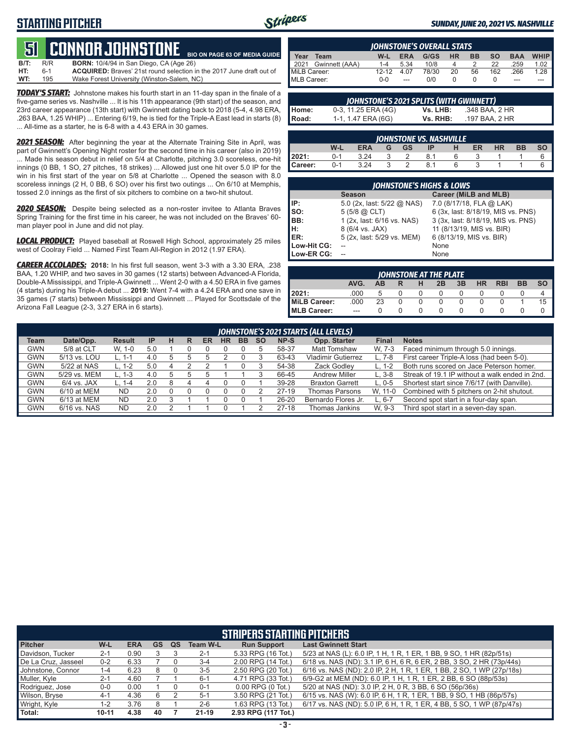## STARTING PITCHER

# 51 CONNOR JOHNSTONE

BIO ON PAGE 63 OF MEDIA GUIDE

**B/T:** R/R **BORN:** 10/4/94 in San Diego, CA (Age 26)
**HT:** 6-1 **ACQUIRED:** Braves' 21st round selection in the 2017 June draft out of
**WT:** 195 Wake Forest University (Winston-Salem, NC)

***TODAY'S START:*** Johnstone makes his fourth start in an 11-day span in the finale of a five-game series vs. Nashville ... It is his 11th appearance (9th start) of the season, and 23rd career appearance (13th start) with Gwinnett dating back to 2018 (5-4, 4.98 ERA, .263 BAA, 1.25 WHIP) ... Entering 6/19, he is tied for the Triple-A East lead in starts (8) ... All-time as a starter, he is 6-8 with a 4.43 ERA in 30 games.

***2021 SEASON:*** After beginning the year at the Alternate Training Site in April, was part of Gwinnett's Opening Night roster for the second time in his career (also in 2019) ... Made his season debut in relief on 5/4 at Charlotte, pitching 3.0 scoreless, one-hit innings (0 BB, 1 SO, 27 pitches, 18 strikes) ... Allowed just one hit over 5.0 IP for the win in his first start of the year on 5/8 at Charlotte ... Opened the season with 8.0 scoreless innings (2 H, 0 BB, 6 SO) over his first two outings ... On 6/10 at Memphis, tossed 2.0 innings as the first of six pitchers to combine on a two-hit shutout.

***2020 SEASON:*** Despite being selected as a non-roster invitee to Atlanta Braves Spring Training for the first time in his career, he was not included on the Braves' 60-man player pool in June and did not play.

***LOCAL PRODUCT:*** Played baseball at Roswell High School, approximately 25 miles west of Coolray Field ... Named First Team All-Region in 2012 (1.97 ERA).

***CAREER ACCOLADES:*** **2018:** In his first full season, went 3-3 with a 3.30 ERA, .238 BAA, 1.20 WHIP, and two saves in 30 games (12 starts) between Advanced-A Florida, Double-A Mississippi, and Triple-A Gwinnett ... Went 2-0 with a 4.50 ERA in five games (4 starts) during his Triple-A debut ... **2019:** Went 7-4 with a 4.24 ERA and one save in 35 games (7 starts) between Mississippi and Gwinnett ... Played for Scottsdale of the Arizona Fall League (2-3, 3.27 ERA in 6 starts).

### JOHNSTONE'S OVERALL STATS

| Year | Team | W-L | ERA | G/GS | HR | BB | SO | BAA | WHIP |
|---|---|---|---|---|---|---|---|---|---|
| 2021 | Gwinnett (AAA) | 1-4 | 5.34 | 10/8 | 4 | 2 | 22 | .259 | 1.02 |
| MiLB Career: | | 12-12 | 4.07 | 78/30 | 20 | 56 | 162 | .266 | 1.28 |
| MLB Career: | | 0-0 | --- | 0/0 | 0 | 0 | 0 | --- | --- |

### JOHNSTONE'S 2021 SPLITS (WITH GWINNETT)

| | | | |
|---|---|---|---|
| Home: | 0-3, 11.25 ERA (4G) | Vs. LHB: | .348 BAA, 2 HR |
| Road: | 1-1, 1.47 ERA (6G) | Vs. RHB: | .197 BAA, 2 HR |

### JOHNSTONE VS. NASHVILLE

| | W-L | ERA | G | GS | IP | H | ER | HR | BB | SO |
|---|---|---|---|---|---|---|---|---|---|---|
| 2021: | 0-1 | 3.24 | 3 | 2 | 8.1 | 6 | 3 | 1 | 1 | 6 |
| Career: | 0-1 | 3.24 | 3 | 2 | 8.1 | 6 | 3 | 1 | 1 | 6 |

### JOHNSTONE'S HIGHS & LOWS

| | Season | Career (MiLB and MLB) |
|---|---|---|
| IP: | 5.0 (2x, last: 5/22 @ NAS) | 7.0 (8/17/18, FLA @ LAK) |
| SO: | 5 (5/8 @ CLT) | 6 (3x, last: 8/18/19, MIS vs. PNS) |
| BB: | 1 (2x, last: 6/16 vs. NAS) | 3 (3x, last: 8/18/19, MIS vs. PNS) |
| H: | 8 (6/4 vs. JAX) | 11 (8/13/19, MIS vs. BIR) |
| ER: | 5 (2x, last: 5/29 vs. MEM) | 6 (8/13/19, MIS vs. BIR) |
| Low-Hit CG: | -- | None |
| Low-ER CG: | -- | None |

### JOHNSTONE AT THE PLATE

| | AVG. | AB | R | H | 2B | 3B | HR | RBI | BB | SO |
|---|---|---|---|---|---|---|---|---|---|---|
| 2021: | .000 | 5 | 0 | 0 | 0 | 0 | 0 | 0 | 0 | 4 |
| MiLB Career: | .000 | 23 | 0 | 0 | 0 | 0 | 0 | 0 | 1 | 15 |
| MLB Career: | --- | 0 | 0 | 0 | 0 | 0 | 0 | 0 | 0 | 0 |

### JOHNSTONE'S 2021 STARTS (ALL LEVELS)

| Team | Date/Opp. | Result | IP | H | R | ER | HR | BB | SO | NP-S | Opp. Starter | Final | Notes |
|---|---|---|---|---|---|---|---|---|---|---|---|---|---|
| GWN | 5/8 at CLT | W, 1-0 | 5.0 | 1 | 0 | 0 | 0 | 0 | 5 | 58-37 | Matt Tomshaw | W, 7-3 | Faced minimum through 5.0 innings. |
| GWN | 5/13 vs. LOU | L, 1-1 | 4.0 | 5 | 5 | 5 | 2 | 0 | 3 | 63-43 | Vladimir Gutierrez | L, 7-8 | First career Triple-A loss (had been 5-0). |
| GWN | 5/22 at NAS | L, 1-2 | 5.0 | 4 | 2 | 2 | 1 | 0 | 3 | 54-38 | Zack Godley | L, 1-2 | Both runs scored on Jace Peterson homer. |
| GWN | 5/29 vs. MEM | L, 1-3 | 4.0 | 5 | 5 | 5 | 1 | 1 | 3 | 66-45 | Andrew Miller | L, 3-8 | Streak of 19.1 IP without a walk ended in 2nd. |
| GWN | 6/4 vs. JAX | L, 1-4 | 2.0 | 8 | 4 | 4 | 0 | 0 | 1 | 39-28 | Braxton Garrett | L, 0-5 | Shortest start since 7/6/17 (with Danville). |
| GWN | 6/10 at MEM | ND | 2.0 | 0 | 0 | 0 | 0 | 0 | 2 | 27-19 | Thomas Parsons | W, 11-0 | Combined with 5 pitchers on 2-hit shutout. |
| GWN | 6/13 at MEM | ND | 2.0 | 3 | 1 | 1 | 0 | 0 | 1 | 26-20 | Bernardo Flores Jr. | L, 6-7 | Second spot start in a four-day span. |
| GWN | 6/16 vs. NAS | ND | 2.0 | 2 | 1 | 1 | 0 | 1 | 2 | 27-18 | Thomas Jankins | W, 9-3 | Third spot start in a seven-day span. |

### STRIPERS STARTING PITCHERS

| Pitcher | W-L | ERA | GS | QS | Team W-L | Run Support | Last Gwinnett Start |
|---|---|---|---|---|---|---|---|
| Davidson, Tucker | 2-1 | 0.90 | 3 | 3 | 2-1 | 5.33 RPG (16 Tot.) | 5/23 at NAS (L): 6.0 IP, 1 H, 1 R, 1 ER, 1 BB, 9 SO, 1 HR (82p/51s) |
| De La Cruz, Jasseel | 0-2 | 6.33 | 7 | 0 | 3-4 | 2.00 RPG (14 Tot.) | 6/18 vs. NAS (ND): 3.1 IP, 6 H, 6 R, 6 ER, 2 BB, 3 SO, 2 HR (73p/44s) |
| Johnstone, Connor | 1-4 | 6.23 | 8 | 0 | 3-5 | 2.50 RPG (20 Tot.) | 6/16 vs. NAS (ND): 2.0 IP, 2 H, 1 R, 1 ER, 1 BB, 2 SO, 1 WP (27p/18s) |
| Muller, Kyle | 2-1 | 4.60 | 7 | 1 | 6-1 | 4.71 RPG (33 Tot.) | 6/9-G2 at MEM (ND): 6.0 IP, 1 H, 1 R, 1 ER, 2 BB, 6 SO (88p/53s) |
| Rodriguez, Jose | 0-0 | 0.00 | 1 | 0 | 0-1 | 0.00 RPG (0 Tot.) | 5/20 at NAS (ND): 3.0 IP, 2 H, 0 R, 3 BB, 6 SO (56p/36s) |
| Wilson, Bryse | 4-1 | 4.36 | 6 | 2 | 5-1 | 3.50 RPG (21 Tot.) | 6/15 vs. NAS (W): 6.0 IP, 6 H, 1 R, 1 ER, 1 BB, 9 SO, 1 HB (86p/57s) |
| Wright, Kyle | 1-2 | 3.76 | 8 | 1 | 2-6 | 1.63 RPG (13 Tot.) | 6/17 vs. NAS (ND): 5.0 IP, 6 H, 1 R, 1 ER, 4 BB, 5 SO, 1 WP (87p/47s) |
| Total: | 10-11 | 4.38 | 40 | 7 | 21-19 | 2.93 RPG (117 Tot.) | |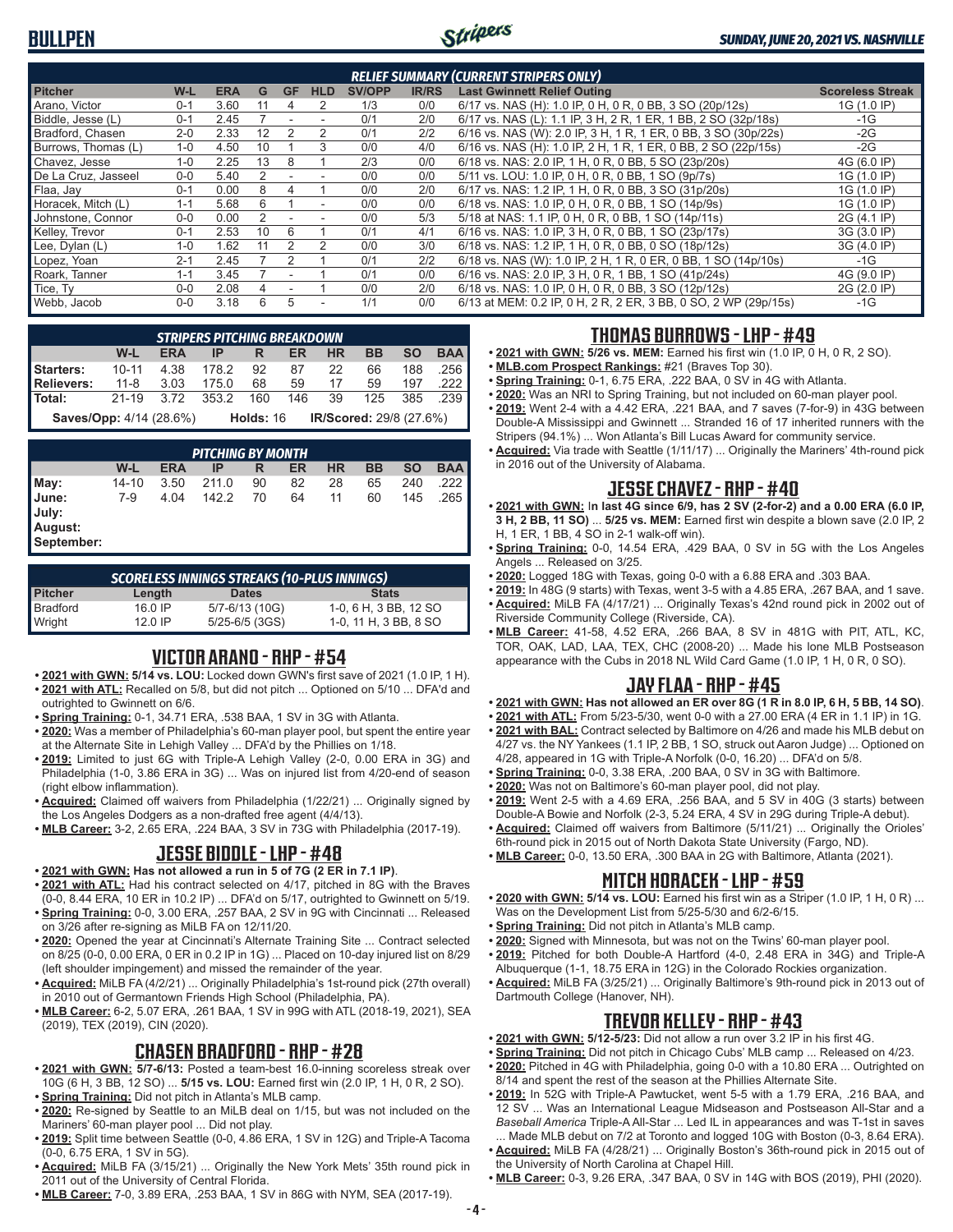# BULLPEN

**SUNDAY, JUNE 20, 2021 VS. NASHVILLE**

## RELIEF SUMMARY (CURRENT STRIPERS ONLY)

| Pitcher | W-L | ERA | G | GF | HLD | SV/OPP | IR/RS | Last Gwinnett Relief Outing | Scoreless Streak |
|---|---|---|---|---|---|---|---|---|---|
| Arano, Victor | 0-1 | 3.60 | 11 | 4 | 2 | 1/3 | 0/0 | 6/17 vs. NAS (H): 1.0 IP, 0 H, 0 R, 0 BB, 3 SO (20p/12s) | 1G (1.0 IP) |
| Biddle, Jesse (L) | 0-1 | 2.45 | 7 | - | - | 0/1 | 2/0 | 6/17 vs. NAS (L): 1.1 IP, 3 H, 2 R, 1 ER, 1 BB, 2 SO (32p/18s) | -1G |
| Bradford, Chasen | 2-0 | 2.33 | 12 | 2 | 2 | 0/1 | 2/2 | 6/16 vs. NAS (W): 2.0 IP, 3 H, 1 R, 1 ER, 0 BB, 3 SO (30p/22s) | -2G |
| Burrows, Thomas (L) | 1-0 | 4.50 | 10 | 1 | 3 | 0/0 | 4/0 | 6/16 vs. NAS (H): 1.0 IP, 2 H, 1 R, 1 ER, 0 BB, 2 SO (22p/15s) | -2G |
| Chavez, Jesse | 1-0 | 2.25 | 13 | 8 | 1 | 2/3 | 0/0 | 6/18 vs. NAS: 2.0 IP, 1 H, 0 R, 0 BB, 5 SO (23p/20s) | 4G (6.0 IP) |
| De La Cruz, Jasseel | 0-0 | 5.40 | 2 | - | - | 0/0 | 0/0 | 5/11 vs. LOU: 1.0 IP, 0 H, 0 R, 0 BB, 1 SO (9p/7s) | 1G (1.0 IP) |
| Flaa, Jay | 0-1 | 0.00 | 8 | 4 | 1 | 0/0 | 2/0 | 6/17 vs. NAS: 1.2 IP, 1 H, 0 R, 0 BB, 3 SO (31p/20s) | 1G (1.0 IP) |
| Horacek, Mitch (L) | 1-1 | 5.68 | 6 | 1 | - | 0/0 | 0/0 | 6/18 vs. NAS: 1.0 IP, 0 H, 0 R, 0 BB, 1 SO (14p/9s) | 1G (1.0 IP) |
| Johnstone, Connor | 0-0 | 0.00 | 2 | - | - | 0/0 | 5/3 | 5/18 at NAS: 1.1 IP, 0 H, 0 R, 0 BB, 1 SO (14p/11s) | 2G (4.1 IP) |
| Kelley, Trevor | 0-1 | 2.53 | 10 | 6 | 1 | 0/1 | 4/1 | 6/16 vs. NAS: 1.0 IP, 3 H, 0 R, 0 BB, 1 SO (23p/17s) | 3G (3.0 IP) |
| Lee, Dylan (L) | 1-0 | 1.62 | 11 | 2 | 2 | 0/0 | 3/0 | 6/18 vs. NAS: 1.2 IP, 1 H, 0 R, 0 BB, 0 SO (18p/12s) | 3G (4.0 IP) |
| Lopez, Yoan | 2-1 | 2.45 | 7 | 2 | 1 | 0/1 | 2/2 | 6/18 vs. NAS (W): 1.0 IP, 2 H, 1 R, 0 ER, 0 BB, 1 SO (14p/10s) | -1G |
| Roark, Tanner | 1-1 | 3.45 | 7 | - | 1 | 0/1 | 0/0 | 6/16 vs. NAS: 2.0 IP, 3 H, 0 R, 1 BB, 1 SO (41p/24s) | 4G (9.0 IP) |
| Tice, Ty | 0-0 | 2.08 | 4 | - | 1 | 0/0 | 2/0 | 6/18 vs. NAS: 1.0 IP, 0 H, 0 R, 0 BB, 3 SO (12p/12s) | 2G (2.0 IP) |
| Webb, Jacob | 0-0 | 3.18 | 6 | 5 | - | 1/1 | 0/0 | 6/13 at MEM: 0.2 IP, 0 H, 2 R, 2 ER, 3 BB, 0 SO, 2 WP (29p/15s) | -1G |

## STRIPERS PITCHING BREAKDOWN

| | W-L | ERA | IP | R | ER | HR | BB | SO | BAA |
|---|---|---|---|---|---|---|---|---|---|
| **Starters:** | 10-11 | 4.38 | 178.2 | 92 | 87 | 22 | 66 | 188 | .256 |
| **Relievers:** | 11-8 | 3.03 | 175.0 | 68 | 59 | 17 | 59 | 197 | .222 |
| **Total:** | 21-19 | 3.72 | 353.2 | 160 | 146 | 39 | 125 | 385 | .239 |

**Saves/Opp:** 4/14 (28.6%) **Holds:** 16 **IR/Scored:** 29/8 (27.6%)

## PITCHING BY MONTH

| | W-L | ERA | IP | R | ER | HR | BB | SO | BAA |
|---|---|---|---|---|---|---|---|---|---|
| **May:** | 14-10 | 3.50 | 211.0 | 90 | 82 | 28 | 65 | 240 | .222 |
| **June:** | 7-9 | 4.04 | 142.2 | 70 | 64 | 11 | 60 | 145 | .265 |
| **July:** | | | | | | | | | |
| **August:** | | | | | | | | | |
| **September:** | | | | | | | | | |

## SCORELESS INNINGS STREAKS (10-PLUS INNINGS)

| Pitcher | Length | Dates | Stats |
|---|---|---|---|
| Bradford | 16.0 IP | 5/7-6/13 (10G) | 1-0, 6 H, 3 BB, 12 SO |
| Wright | 12.0 IP | 5/25-6/5 (3GS) | 1-0, 11 H, 3 BB, 8 SO |

## VICTOR ARANO - RHP - #54

- **2021 with GWN: 5/14 vs. LOU:** Locked down GWN's first save of 2021 (1.0 IP, 1 H).
- **2021 with ATL:** Recalled on 5/8, but did not pitch ... Optioned on 5/10 ... DFA'd and outrighted to Gwinnett on 6/6.
- **Spring Training:** 0-1, 34.71 ERA, .538 BAA, 1 SV in 3G with Atlanta.
- **2020:** Was a member of Philadelphia's 60-man player pool, but spent the entire year at the Alternate Site in Lehigh Valley ... DFA'd by the Phillies on 1/18.
- **2019:** Limited to just 6G with Triple-A Lehigh Valley (2-0, 0.00 ERA in 3G) and Philadelphia (1-0, 3.86 ERA in 3G) ... Was on injured list from 4/20-end of season (right elbow inflammation).
- **Acquired:** Claimed off waivers from Philadelphia (1/22/21) ... Originally signed by the Los Angeles Dodgers as a non-drafted free agent (4/4/13).
- **MLB Career:** 3-2, 2.65 ERA, .224 BAA, 3 SV in 73G with Philadelphia (2017-19).

## JESSE BIDDLE - LHP - #48

- **2021 with GWN: Has not allowed a run in 5 of 7G (2 ER in 7.1 IP)**.
- **2021 with ATL:** Had his contract selected on 4/17, pitched in 8G with the Braves (0-0, 8.44 ERA, 10 ER in 10.2 IP) ... DFA'd on 5/17, outrighted to Gwinnett on 5/19.
- **Spring Training:** 0-0, 3.00 ERA, .257 BAA, 2 SV in 9G with Cincinnati ... Released on 3/26 after re-signing as MiLB FA on 12/11/20.
- **2020:** Opened the year at Cincinnati's Alternate Training Site ... Contract selected on 8/25 (0-0, 0.00 ERA, 0 ER in 0.2 IP in 1G) ... Placed on 10-day injured list on 8/29 (left shoulder impingement) and missed the remainder of the year.
- **Acquired:** MiLB FA (4/2/21) ... Originally Philadelphia's 1st-round pick (27th overall) in 2010 out of Germantown Friends High School (Philadelphia, PA).
- **MLB Career:** 6-2, 5.07 ERA, .261 BAA, 1 SV in 99G with ATL (2018-19, 2021), SEA (2019), TEX (2019), CIN (2020).

## CHASEN BRADFORD - RHP - #28

- **2021 with GWN: 5/7-6/13:** Posted a team-best 16.0-inning scoreless streak over 10G (6 H, 3 BB, 12 SO) ... **5/15 vs. LOU:** Earned first win (2.0 IP, 1 H, 0 R, 2 SO).
- **Spring Training:** Did not pitch in Atlanta's MLB camp.
- **2020:** Re-signed by Seattle to an MiLB deal on 1/15, but was not included on the Mariners' 60-man player pool ... Did not play.
- **2019:** Split time between Seattle (0-0, 4.86 ERA, 1 SV in 12G) and Triple-A Tacoma (0-0, 6.75 ERA, 1 SV in 5G).
- **Acquired:** MiLB FA (3/15/21) ... Originally the New York Mets' 35th round pick in 2011 out of the University of Central Florida.
- **MLB Career:** 7-0, 3.89 ERA, .253 BAA, 1 SV in 86G with NYM, SEA (2017-19).

## THOMAS BURROWS - LHP - #49

- **2021 with GWN: 5/26 vs. MEM:** Earned his first win (1.0 IP, 0 H, 0 R, 2 SO).
- **MLB.com Prospect Rankings:** #21 (Braves Top 30).
- **Spring Training:** 0-1, 6.75 ERA, .222 BAA, 0 SV in 4G with Atlanta.
- **2020:** Was an NRI to Spring Training, but not included on 60-man player pool.
- **2019:** Went 2-4 with a 4.42 ERA, .221 BAA, and 7 saves (7-for-9) in 43G between Double-A Mississippi and Gwinnett ... Stranded 16 of 17 inherited runners with the Stripers (94.1%) ... Won Atlanta's Bill Lucas Award for community service.
- **Acquired:** Via trade with Seattle (1/11/17) ... Originally the Mariners' 4th-round pick in 2016 out of the University of Alabama.

## JESSE CHAVEZ - RHP - #40

- **2021 with GWN:** I**n last 4G since 6/9, has 2 SV (2-for-2) and a 0.00 ERA (6.0 IP, 3 H, 2 BB, 11 SO)** ... **5/25 vs. MEM:** Earned first win despite a blown save (2.0 IP, 2 H, 1 ER, 1 BB, 4 SO in 2-1 walk-off win).
- **Spring Training:** 0-0, 14.54 ERA, .429 BAA, 0 SV in 5G with the Los Angeles Angels ... Released on 3/25.
- **2020:** Logged 18G with Texas, going 0-0 with a 6.88 ERA and .303 BAA.
- **2019:** In 48G (9 starts) with Texas, went 3-5 with a 4.85 ERA, .267 BAA, and 1 save.
- **Acquired:** MiLB FA (4/17/21) ... Originally Texas's 42nd round pick in 2002 out of Riverside Community College (Riverside, CA).
- **MLB Career:** 41-58, 4.52 ERA, .266 BAA, 8 SV in 481G with PIT, ATL, KC, TOR, OAK, LAD, LAA, TEX, CHC (2008-20) ... Made his lone MLB Postseason appearance with the Cubs in 2018 NL Wild Card Game (1.0 IP, 1 H, 0 R, 0 SO).

## JAY FLAA - RHP - #45

- **2021 with GWN: Has not allowed an ER over 8G (1 R in 8.0 IP, 6 H, 5 BB, 14 SO)**.
- **2021 with ATL:** From 5/23-5/30, went 0-0 with a 27.00 ERA (4 ER in 1.1 IP) in 1G.
- **2021 with BAL:** Contract selected by Baltimore on 4/26 and made his MLB debut on 4/27 vs. the NY Yankees (1.1 IP, 2 BB, 1 SO, struck out Aaron Judge) ... Optioned on 4/28, appeared in 1G with Triple-A Norfolk (0-0, 16.20) ... DFA'd on 5/8.
- **Spring Training:** 0-0, 3.38 ERA, .200 BAA, 0 SV in 3G with Baltimore.
- **2020:** Was not on Baltimore's 60-man player pool, did not play.
- **2019:** Went 2-5 with a 4.69 ERA, .256 BAA, and 5 SV in 40G (3 starts) between Double-A Bowie and Norfolk (2-3, 5.24 ERA, 4 SV in 29G during Triple-A debut).
- **Acquired:** Claimed off waivers from Baltimore (5/11/21) ... Originally the Orioles' 6th-round pick in 2015 out of North Dakota State University (Fargo, ND).
- **MLB Career:** 0-0, 13.50 ERA, .300 BAA in 2G with Baltimore, Atlanta (2021).

## MITCH HORACEK - LHP - #59

- **2020 with GWN: 5/14 vs. LOU:** Earned his first win as a Striper (1.0 IP, 1 H, 0 R) ... Was on the Development List from 5/25-5/30 and 6/2-6/15.
- **Spring Training:** Did not pitch in Atlanta's MLB camp.
- **2020:** Signed with Minnesota, but was not on the Twins' 60-man player pool.
- **2019:** Pitched for both Double-A Hartford (4-0, 2.48 ERA in 34G) and Triple-A Albuquerque (1-1, 18.75 ERA in 12G) in the Colorado Rockies organization.
- **Acquired:** MiLB FA (3/25/21) ... Originally Baltimore's 9th-round pick in 2013 out of Dartmouth College (Hanover, NH).

## TREVOR KELLEY - RHP - #43

- **2021 with GWN: 5/12-5/23:** Did not allow a run over 3.2 IP in his first 4G.
- **Spring Training:** Did not pitch in Chicago Cubs' MLB camp ... Released on 4/23.
- **2020:** Pitched in 4G with Philadelphia, going 0-0 with a 10.80 ERA ... Outrighted on 8/14 and spent the rest of the season at the Phillies Alternate Site.
- **2019:** In 52G with Triple-A Pawtucket, went 5-5 with a 1.79 ERA, .216 BAA, and 12 SV ... Was an International League Midseason and Postseason All-Star and a *Baseball America* Triple-A All-Star ... Led IL in appearances and was T-1st in saves ... Made MLB debut on 7/2 at Toronto and logged 10G with Boston (0-3, 8.64 ERA).
- **Acquired:** MiLB FA (4/28/21) ... Originally Boston's 36th-round pick in 2015 out of the University of North Carolina at Chapel Hill.
- **MLB Career:** 0-3, 9.26 ERA, .347 BAA, 0 SV in 14G with BOS (2019), PHI (2020).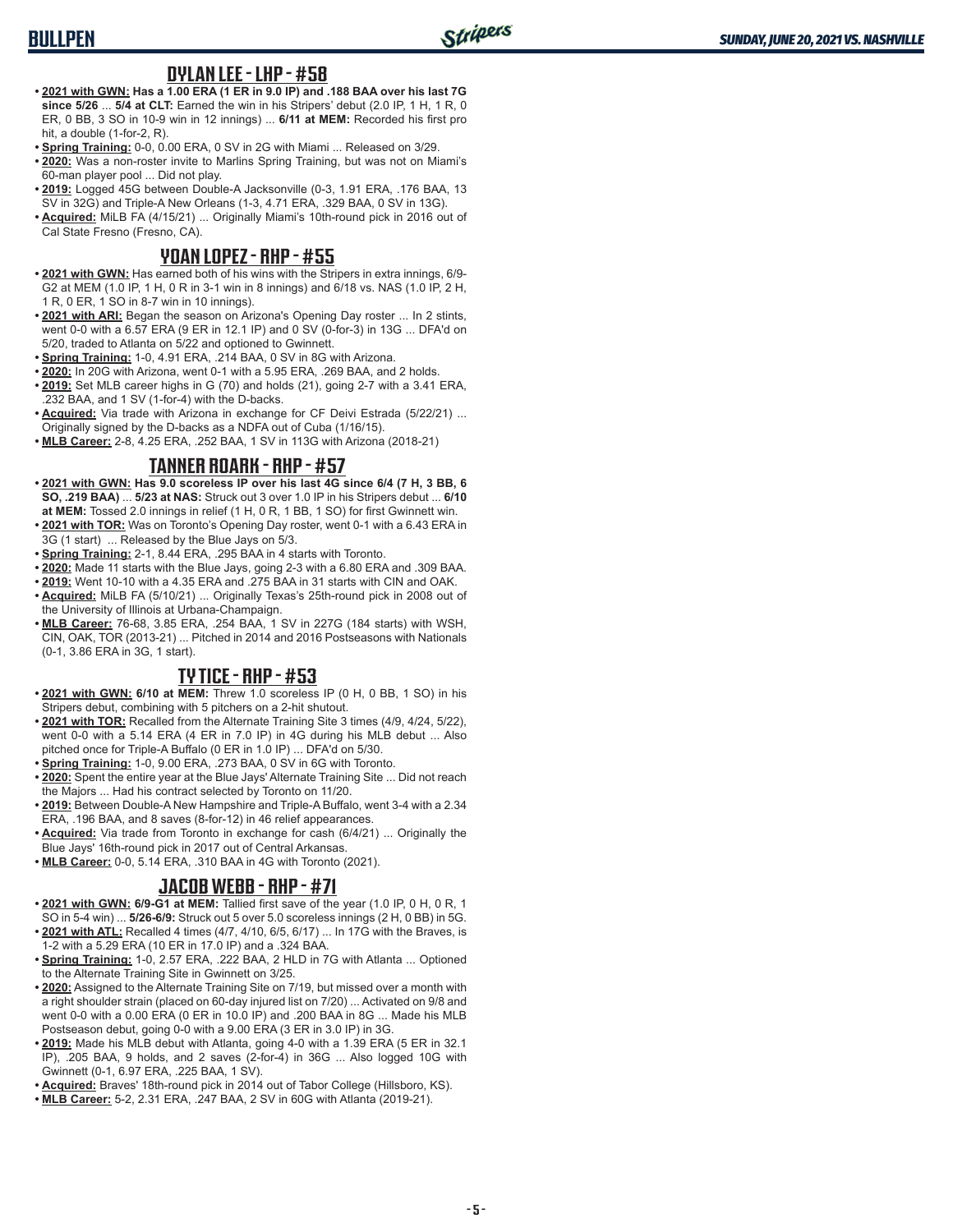## BULLPEN

### DYLAN LEE - LHP - #58

- **2021 with GWN: Has a 1.00 ERA (1 ER in 9.0 IP) and .188 BAA over his last 7G since 5/26** ... **5/4 at CLT:** Earned the win in his Stripers' debut (2.0 IP, 1 H, 1 R, 0 ER, 0 BB, 3 SO in 10-9 win in 12 innings) ... **6/11 at MEM:** Recorded his first pro hit, a double (1-for-2, R).
- **Spring Training:** 0-0, 0.00 ERA, 0 SV in 2G with Miami ... Released on 3/29.
- **2020:** Was a non-roster invite to Marlins Spring Training, but was not on Miami's 60-man player pool ... Did not play.
- **2019:** Logged 45G between Double-A Jacksonville (0-3, 1.91 ERA, .176 BAA, 13 SV in 32G) and Triple-A New Orleans (1-3, 4.71 ERA, .329 BAA, 0 SV in 13G).
- **Acquired:** MiLB FA (4/15/21) ... Originally Miami's 10th-round pick in 2016 out of Cal State Fresno (Fresno, CA).

### YOAN LOPEZ - RHP - #55

- **2021 with GWN:** Has earned both of his wins with the Stripers in extra innings, 6/9-G2 at MEM (1.0 IP, 1 H, 0 R in 3-1 win in 8 innings) and 6/18 vs. NAS (1.0 IP, 2 H, 1 R, 0 ER, 1 SO in 8-7 win in 10 innings).
- **2021 with ARI:** Began the season on Arizona's Opening Day roster ... In 2 stints, went 0-0 with a 6.57 ERA (9 ER in 12.1 IP) and 0 SV (0-for-3) in 13G ... DFA'd on 5/20, traded to Atlanta on 5/22 and optioned to Gwinnett.
- **Spring Training:** 1-0, 4.91 ERA, .214 BAA, 0 SV in 8G with Arizona.
- **2020:** In 20G with Arizona, went 0-1 with a 5.95 ERA, .269 BAA, and 2 holds.
- **2019:** Set MLB career highs in G (70) and holds (21), going 2-7 with a 3.41 ERA, .232 BAA, and 1 SV (1-for-4) with the D-backs.
- **Acquired:** Via trade with Arizona in exchange for CF Deivi Estrada (5/22/21) ... Originally signed by the D-backs as a NDFA out of Cuba (1/16/15).
- **MLB Career:** 2-8, 4.25 ERA, .252 BAA, 1 SV in 113G with Arizona (2018-21)

### TANNER ROARK - RHP - #57

- **2021 with GWN: Has 9.0 scoreless IP over his last 4G since 6/4 (7 H, 3 BB, 6 SO, .219 BAA)** ... **5/23 at NAS:** Struck out 3 over 1.0 IP in his Stripers debut ... **6/10 at MEM:** Tossed 2.0 innings in relief (1 H, 0 R, 1 BB, 1 SO) for first Gwinnett win.
- **2021 with TOR:** Was on Toronto's Opening Day roster, went 0-1 with a 6.43 ERA in 3G (1 start) ... Released by the Blue Jays on 5/3.
- **Spring Training:** 2-1, 8.44 ERA, .295 BAA in 4 starts with Toronto.
- **2020:** Made 11 starts with the Blue Jays, going 2-3 with a 6.80 ERA and .309 BAA.
- **2019:** Went 10-10 with a 4.35 ERA and .275 BAA in 31 starts with CIN and OAK.
- **Acquired:** MiLB FA (5/10/21) ... Originally Texas's 25th-round pick in 2008 out of the University of Illinois at Urbana-Champaign.
- **MLB Career:** 76-68, 3.85 ERA, .254 BAA, 1 SV in 227G (184 starts) with WSH, CIN, OAK, TOR (2013-21) ... Pitched in 2014 and 2016 Postseasons with Nationals (0-1, 3.86 ERA in 3G, 1 start).

### TY TICE - RHP - #53

- **2021 with GWN: 6/10 at MEM:** Threw 1.0 scoreless IP (0 H, 0 BB, 1 SO) in his Stripers debut, combining with 5 pitchers on a 2-hit shutout.
- **2021 with TOR:** Recalled from the Alternate Training Site 3 times (4/9, 4/24, 5/22), went 0-0 with a 5.14 ERA (4 ER in 7.0 IP) in 4G during his MLB debut ... Also pitched once for Triple-A Buffalo (0 ER in 1.0 IP) ... DFA'd on 5/30.
- **Spring Training:** 1-0, 9.00 ERA, .273 BAA, 0 SV in 6G with Toronto.
- **2020:** Spent the entire year at the Blue Jays' Alternate Training Site ... Did not reach the Majors ... Had his contract selected by Toronto on 11/20.
- **2019:** Between Double-A New Hampshire and Triple-A Buffalo, went 3-4 with a 2.34 ERA, .196 BAA, and 8 saves (8-for-12) in 46 relief appearances.
- **Acquired:** Via trade from Toronto in exchange for cash (6/4/21) ... Originally the Blue Jays' 16th-round pick in 2017 out of Central Arkansas.
- **MLB Career:** 0-0, 5.14 ERA, .310 BAA in 4G with Toronto (2021).

### JACOB WEBB - RHP - #71

- **2021 with GWN: 6/9-G1 at MEM:** Tallied first save of the year (1.0 IP, 0 H, 0 R, 1 SO in 5-4 win) ... **5/26-6/9:** Struck out 5 over 5.0 scoreless innings (2 H, 0 BB) in 5G.
- **2021 with ATL:** Recalled 4 times (4/7, 4/10, 6/5, 6/17) ... In 17G with the Braves, is 1-2 with a 5.29 ERA (10 ER in 17.0 IP) and a .324 BAA.
- **Spring Training:** 1-0, 2.57 ERA, .222 BAA, 2 HLD in 7G with Atlanta ... Optioned to the Alternate Training Site in Gwinnett on 3/25.
- **2020:** Assigned to the Alternate Training Site on 7/19, but missed over a month with a right shoulder strain (placed on 60-day injured list on 7/20) ... Activated on 9/8 and went 0-0 with a 0.00 ERA (0 ER in 10.0 IP) and .200 BAA in 8G ... Made his MLB Postseason debut, going 0-0 with a 9.00 ERA (3 ER in 3.0 IP) in 3G.
- **2019:** Made his MLB debut with Atlanta, going 4-0 with a 1.39 ERA (5 ER in 32.1 IP), .205 BAA, 9 holds, and 2 saves (2-for-4) in 36G ... Also logged 10G with Gwinnett (0-1, 6.97 ERA, .225 BAA, 1 SV).
- **Acquired:** Braves' 18th-round pick in 2014 out of Tabor College (Hillsboro, KS).
- **MLB Career:** 5-2, 2.31 ERA, .247 BAA, 2 SV in 60G with Atlanta (2019-21).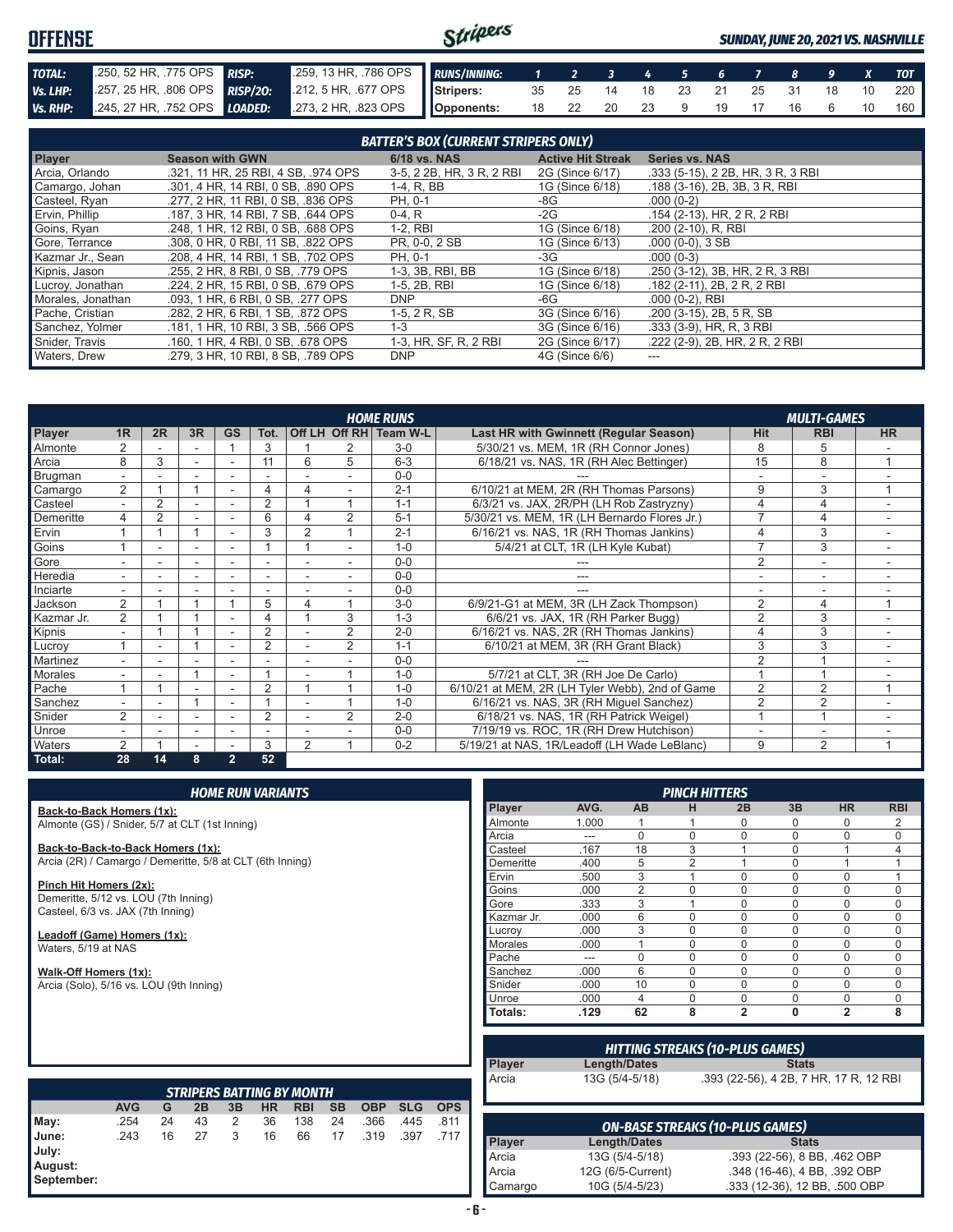# OFFENSE

*SUNDAY, JUNE 20, 2021 VS. NASHVILLE*

| | | | |
|---|---|---|---|
| TOTAL: | .250, 52 HR, .775 OPS | RISP: | .259, 13 HR, .786 OPS |
| Vs. LHP: | .257, 25 HR, .806 OPS | RISP/2O: | .212, 5 HR, .677 OPS |
| Vs. RHP: | .245, 27 HR, .752 OPS | LOADED: | .273, 2 HR, .823 OPS |

| RUNS/INNING: | 1 | 2 | 3 | 4 | 5 | 6 | 7 | 8 | 9 | X | TOT |
|---|---|---|---|---|---|---|---|---|---|---|---|
| Stripers: | 35 | 25 | 14 | 18 | 23 | 21 | 25 | 31 | 18 | 10 | 220 |
| Opponents: | 18 | 22 | 20 | 23 | 9 | 19 | 17 | 16 | 6 | 10 | 160 |

## BATTER'S BOX (CURRENT STRIPERS ONLY)

| Player | Season with GWN | 6/18 vs. NAS | Active Hit Streak | Series vs. NAS |
|---|---|---|---|---|
| Arcia, Orlando | .321, 11 HR, 25 RBI, 4 SB, .974 OPS | 3-5, 2 2B, HR, 3 R, 2 RBI | 2G (Since 6/17) | .333 (5-15), 2 2B, HR, 3 R, 3 RBI |
| Camargo, Johan | .301, 4 HR, 14 RBI, 0 SB, .890 OPS | 1-4, R, BB | 1G (Since 6/18) | .188 (3-16), 2B, 3B, 3 R, RBI |
| Casteel, Ryan | .277, 2 HR, 11 RBI, 0 SB, .836 OPS | PH, 0-1 | -8G | .000 (0-2) |
| Ervin, Phillip | .187, 3 HR, 14 RBI, 7 SB, .644 OPS | 0-4, R | -2G | .154 (2-13), HR, 2 R, 2 RBI |
| Goins, Ryan | .248, 1 HR, 12 RBI, 0 SB, .688 OPS | 1-2, RBI | 1G (Since 6/18) | .200 (2-10), R, RBI |
| Gore, Terrance | .308, 0 HR, 0 RBI, 11 SB, .822 OPS | PR, 0-0, 2 SB | 1G (Since 6/13) | .000 (0-0), 3 SB |
| Kazmar Jr., Sean | .208, 4 HR, 14 RBI, 1 SB, .702 OPS | PH, 0-1 | -3G | .000 (0-3) |
| Kipnis, Jason | .255, 2 HR, 8 RBI, 0 SB, .779 OPS | 1-3, 3B, RBI, BB | 1G (Since 6/18) | .250 (3-12), 3B, HR, 2 R, 3 RBI |
| Lucroy, Jonathan | .224, 2 HR, 15 RBI, 0 SB, .679 OPS | 1-5, 2B, RBI | 1G (Since 6/18) | .182 (2-11), 2B, 2 R, 2 RBI |
| Morales, Jonathan | .093, 1 HR, 6 RBI, 0 SB, .277 OPS | DNP | -6G | .000 (0-2), RBI |
| Pache, Cristian | .282, 2 HR, 6 RBI, 1 SB, .872 OPS | 1-5, 2 R, SB | 3G (Since 6/16) | .200 (3-15), 2B, 5 R, SB |
| Sanchez, Yolmer | .181, 1 HR, 10 RBI, 3 SB, .566 OPS | 1-3 | 3G (Since 6/16) | .333 (3-9), HR, R, 3 RBI |
| Snider, Travis | .160, 1 HR, 4 RBI, 0 SB, .678 OPS | 1-3, HR, SF, R, 2 RBI | 2G (Since 6/17) | .222 (2-9), 2B, HR, 2 R, 2 RBI |
| Waters, Drew | .279, 3 HR, 10 RBI, 8 SB, .789 OPS | DNP | 4G (Since 6/6) | --- |

## HOME RUNS / MULTI-GAMES

| Player | 1R | 2R | 3R | GS | Tot. | Off LH | Off RH | Team W-L | Last HR with Gwinnett (Regular Season) | Hit | RBI | HR |
|---|---|---|---|---|---|---|---|---|---|---|---|---|
| Almonte | 2 | - | - | 1 | 3 | 1 | 2 | 3-0 | 5/30/21 vs. MEM, 1R (RH Connor Jones) | 8 | 5 | - |
| Arcia | 8 | 3 | - | - | 11 | 6 | 5 | 6-3 | 6/18/21 vs. NAS, 1R (RH Alec Bettinger) | 15 | 8 | 1 |
| Brugman | - | - | - | - | - | - | - | 0-0 | --- | - | - | - |
| Camargo | 2 | 1 | 1 | - | 4 | 4 | - | 2-1 | 6/10/21 at MEM, 2R (RH Thomas Parsons) | 9 | 3 | 1 |
| Casteel | - | 2 | - | - | 2 | 1 | 1 | 1-1 | 6/3/21 vs. JAX, 2R/PH (LH Rob Zastryzny) | 4 | 4 | - |
| Demeritte | 4 | 2 | - | - | 6 | 4 | 2 | 5-1 | 5/30/21 vs. MEM, 1R (LH Bernardo Flores Jr.) | 7 | 4 | - |
| Ervin | 1 | 1 | 1 | - | 3 | 2 | 1 | 2-1 | 6/16/21 vs. NAS, 1R (RH Thomas Jankins) | 4 | 3 | - |
| Goins | 1 | - | - | - | 1 | 1 | - | 1-0 | 5/4/21 at CLT, 1R (LH Kyle Kubat) | 7 | 3 | - |
| Gore | - | - | - | - | - | - | - | 0-0 | --- | 2 | - | - |
| Heredia | - | - | - | - | - | - | - | 0-0 | --- | - | - | - |
| Inciarte | - | - | - | - | - | - | - | 0-0 | --- | - | - | - |
| Jackson | 2 | 1 | 1 | 1 | 5 | 4 | 1 | 3-0 | 6/9/21-G1 at MEM, 3R (LH Zack Thompson) | 2 | 4 | 1 |
| Kazmar Jr. | 2 | 1 | 1 | - | 4 | 1 | 3 | 1-3 | 6/6/21 vs. JAX, 1R (RH Parker Bugg) | 2 | 3 | - |
| Kipnis | - | 1 | 1 | - | 2 | - | 2 | 2-0 | 6/16/21 vs. NAS, 2R (RH Thomas Jankins) | 4 | 3 | - |
| Lucroy | 1 | - | 1 | - | 2 | - | 2 | 1-1 | 6/10/21 at MEM, 3R (RH Grant Black) | 3 | 3 | - |
| Martinez | - | - | - | - | - | - | - | 0-0 | --- | 2 | 1 | - |
| Morales | - | - | 1 | - | 1 | - | 1 | 1-0 | 5/7/21 at CLT, 3R (RH Joe De Carlo) | 1 | 1 | - |
| Pache | 1 | 1 | - | - | 2 | 1 | 1 | 1-0 | 6/10/21 at MEM, 2R (LH Tyler Webb), 2nd of Game | 2 | 2 | 1 |
| Sanchez | - | - | 1 | - | 1 | - | 1 | 1-0 | 6/16/21 vs. NAS, 3R (RH Miguel Sanchez) | 2 | 2 | - |
| Snider | 2 | - | - | - | 2 | - | 2 | 2-0 | 6/18/21 vs. NAS, 1R (RH Patrick Weigel) | 1 | 1 | - |
| Unroe | - | - | - | - | - | - | - | 0-0 | 7/19/19 vs. ROC, 1R (RH Drew Hutchison) | - | - | - |
| Waters | 2 | 1 | - | - | 3 | 2 | 1 | 0-2 | 5/19/21 at NAS, 1R/Leadoff (LH Wade LeBlanc) | 9 | 2 | 1 |
| Total: | 28 | 14 | 8 | 2 | 52 | | | | | | | |

## HOME RUN VARIANTS

**Back-to-Back Homers (1x):**
Almonte (GS) / Snider, 5/7 at CLT (1st Inning)

**Back-to-Back-to-Back Homers (1x):**
Arcia (2R) / Camargo / Demeritte, 5/8 at CLT (6th Inning)

**Pinch Hit Homers (2x):**
Demeritte, 5/12 vs. LOU (7th Inning)
Casteel, 6/3 vs. JAX (7th Inning)

**Leadoff (Game) Homers (1x):**
Waters, 5/19 at NAS

**Walk-Off Homers (1x):**
Arcia (Solo), 5/16 vs. LOU (9th Inning)

## PINCH HITTERS

| Player | AVG. | AB | H | 2B | 3B | HR | RBI |
|---|---|---|---|---|---|---|---|
| Almonte | 1.000 | 1 | 1 | 0 | 0 | 0 | 2 |
| Arcia | --- | 0 | 0 | 0 | 0 | 0 | 0 |
| Casteel | .167 | 18 | 3 | 1 | 0 | 1 | 4 |
| Demeritte | .400 | 5 | 2 | 1 | 0 | 1 | 1 |
| Ervin | .500 | 3 | 1 | 0 | 0 | 0 | 1 |
| Goins | .000 | 2 | 0 | 0 | 0 | 0 | 0 |
| Gore | .333 | 3 | 1 | 0 | 0 | 0 | 0 |
| Kazmar Jr. | .000 | 6 | 0 | 0 | 0 | 0 | 0 |
| Lucroy | .000 | 3 | 0 | 0 | 0 | 0 | 0 |
| Morales | .000 | 1 | 0 | 0 | 0 | 0 | 0 |
| Pache | --- | 0 | 0 | 0 | 0 | 0 | 0 |
| Sanchez | .000 | 6 | 0 | 0 | 0 | 0 | 0 |
| Snider | .000 | 10 | 0 | 0 | 0 | 0 | 0 |
| Unroe | .000 | 4 | 0 | 0 | 0 | 0 | 0 |
| Totals: | .129 | 62 | 8 | 2 | 0 | 2 | 8 |

## HITTING STREAKS (10-PLUS GAMES)

| Player | Length/Dates | Stats |
|---|---|---|
| Arcia | 13G (5/4-5/18) | .393 (22-56), 4 2B, 7 HR, 17 R, 12 RBI |

## STRIPERS BATTING BY MONTH

| | AVG | G | 2B | 3B | HR | RBI | SB | OBP | SLG | OPS |
|---|---|---|---|---|---|---|---|---|---|---|
| May: | .254 | 24 | 43 | 2 | 36 | 138 | 24 | .366 | .445 | .811 |
| June: | .243 | 16 | 27 | 3 | 16 | 66 | 17 | .319 | .397 | .717 |
| July: | | | | | | | | | | |
| August: | | | | | | | | | | |
| September: | | | | | | | | | | |

## ON-BASE STREAKS (10-PLUS GAMES)

| Player | Length/Dates | Stats |
|---|---|---|
| Arcia | 13G (5/4-5/18) | .393 (22-56), 8 BB, .462 OBP |
| Arcia | 12G (6/5-Current) | .348 (16-46), 4 BB, .392 OBP |
| Camargo | 10G (5/4-5/23) | .333 (12-36), 12 BB, .500 OBP |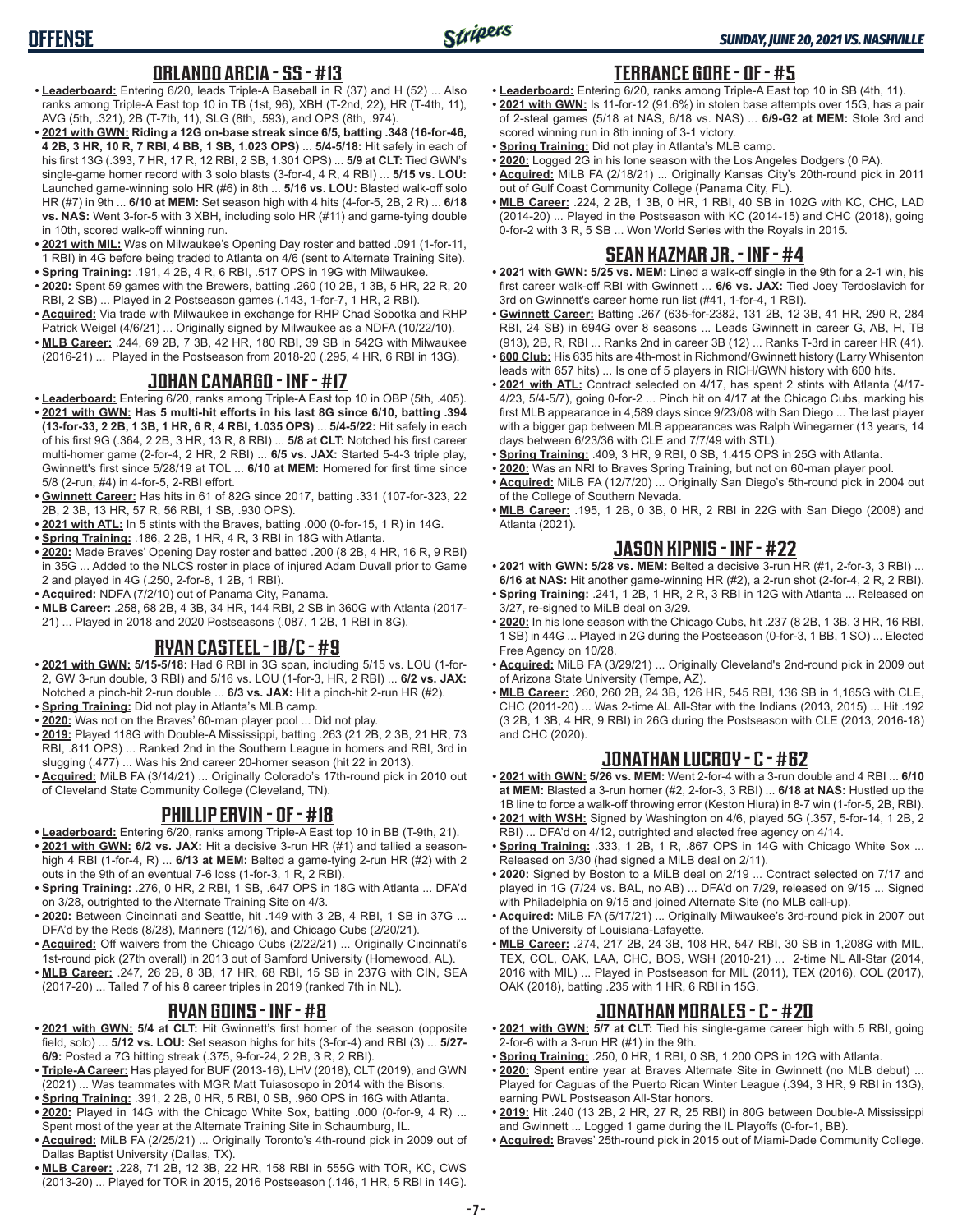## ORLANDO ARCIA - SS - #13

- **Leaderboard:** Entering 6/20, leads Triple-A Baseball in R (37) and H (52) ... Also ranks among Triple-A East top 10 in TB (1st, 96), XBH (T-2nd, 22), HR (T-4th, 11), AVG (5th, .321), 2B (T-7th, 11), SLG (8th, .593), and OPS (8th, .974).
- **2021 with GWN: Riding a 12G on-base streak since 6/5, batting .348 (16-for-46, 4 2B, 3 HR, 10 R, 7 RBI, 4 BB, 1 SB, 1.023 OPS)** ... **5/4-5/18:** Hit safely in each of his first 13G (.393, 7 HR, 17 R, 12 RBI, 2 SB, 1.301 OPS) ... **5/9 at CLT:** Tied GWN's single-game homer record with 3 solo blasts (3-for-4, 4 R, 4 RBI) ... **5/15 vs. LOU:** Launched game-winning solo HR (#6) in 8th ... **5/16 vs. LOU:** Blasted walk-off solo HR (#7) in 9th ... **6/10 at MEM:** Set season high with 4 hits (4-for-5, 2B, 2 R) ... **6/18 vs. NAS:** Went 3-for-5 with 3 XBH, including solo HR (#11) and game-tying double in 10th, scored walk-off winning run.
- **2021 with MIL:** Was on Milwaukee's Opening Day roster and batted .091 (1-for-11, 1 RBI) in 4G before being traded to Atlanta on 4/6 (sent to Alternate Training Site).
- **Spring Training:** .191, 4 2B, 4 R, 6 RBI, .517 OPS in 19G with Milwaukee.
- **2020:** Spent 59 games with the Brewers, batting .260 (10 2B, 1 3B, 5 HR, 22 R, 20 RBI, 2 SB) ... Played in 2 Postseason games (.143, 1-for-7, 1 HR, 2 RBI).
- **Acquired:** Via trade with Milwaukee in exchange for RHP Chad Sobotka and RHP Patrick Weigel (4/6/21) ... Originally signed by Milwaukee as a NDFA (10/22/10).
- **MLB Career:** .244, 69 2B, 7 3B, 42 HR, 180 RBI, 39 SB in 542G with Milwaukee (2016-21) ... Played in the Postseason from 2018-20 (.295, 4 HR, 6 RBI in 13G).

## JOHAN CAMARGO - INF - #17

- **Leaderboard:** Entering 6/20, ranks among Triple-A East top 10 in OBP (5th, .405).
- **2021 with GWN: Has 5 multi-hit efforts in his last 8G since 6/10, batting .394 (13-for-33, 2 2B, 1 3B, 1 HR, 6 R, 4 RBI, 1.035 OPS)** ... **5/4-5/22:** Hit safely in each of his first 9G (.364, 2 2B, 3 HR, 13 R, 8 RBI) ... **5/8 at CLT:** Notched his first career multi-homer game (2-for-4, 2 HR, 2 RBI) ... **6/5 vs. JAX:** Started 5-4-3 triple play, Gwinnett's first since 5/28/19 at TOL ... **6/10 at MEM:** Homered for first time since 5/8 (2-run, #4) in 4-for-5, 2-RBI effort.
- **Gwinnett Career:** Has hits in 61 of 82G since 2017, batting .331 (107-for-323, 22 2B, 2 3B, 13 HR, 57 R, 56 RBI, 1 SB, .930 OPS).
- **2021 with ATL:** In 5 stints with the Braves, batting .000 (0-for-15, 1 R) in 14G.
- **Spring Training:** .186, 2 2B, 1 HR, 4 R, 3 RBI in 18G with Atlanta.
- **2020:** Made Braves' Opening Day roster and batted .200 (8 2B, 4 HR, 16 R, 9 RBI) in 35G ... Added to the NLCS roster in place of injured Adam Duvall prior to Game 2 and played in 4G (.250, 2-for-8, 1 2B, 1 RBI).
- **Acquired:** NDFA (7/2/10) out of Panama City, Panama.
- **MLB Career:** .258, 68 2B, 4 3B, 34 HR, 144 RBI, 2 SB in 360G with Atlanta (2017-21) ... Played in 2018 and 2020 Postseasons (.087, 1 2B, 1 RBI in 8G).

## RYAN CASTEEL - 1B/C - #9

- **2021 with GWN: 5/15-5/18:** Had 6 RBI in 3G span, including 5/15 vs. LOU (1-for-2, GW 3-run double, 3 RBI) and 5/16 vs. LOU (1-for-3, HR, 2 RBI) ... **6/2 vs. JAX:** Notched a pinch-hit 2-run double ... **6/3 vs. JAX:** Hit a pinch-hit 2-run HR (#2).
- **Spring Training:** Did not play in Atlanta's MLB camp.
- **2020:** Was not on the Braves' 60-man player pool ... Did not play.
- **2019:** Played 118G with Double-A Mississippi, batting .263 (21 2B, 2 3B, 21 HR, 73 RBI, .811 OPS) ... Ranked 2nd in the Southern League in homers and RBI, 3rd in slugging (.477) ... Was his 2nd career 20-homer season (hit 22 in 2013).
- **Acquired:** MiLB FA (3/14/21) ... Originally Colorado's 17th-round pick in 2010 out of Cleveland State Community College (Cleveland, TN).

## PHILLIP ERVIN - OF - #18

- **Leaderboard:** Entering 6/20, ranks among Triple-A East top 10 in BB (T-9th, 21).
- **2021 with GWN: 6/2 vs. JAX:** Hit a decisive 3-run HR (#1) and tallied a season-high 4 RBI (1-for-4, R) ... **6/13 at MEM:** Belted a game-tying 2-run HR (#2) with 2 outs in the 9th of an eventual 7-6 loss (1-for-3, 1 R, 2 RBI).
- **Spring Training:** .276, 0 HR, 2 RBI, 1 SB, .647 OPS in 18G with Atlanta ... DFA'd on 3/28, outrighted to the Alternate Training Site on 4/3.
- **2020:** Between Cincinnati and Seattle, hit .149 with 3 2B, 4 RBI, 1 SB in 37G ... DFA'd by the Reds (8/28), Mariners (12/16), and Chicago Cubs (2/20/21).
- **Acquired:** Off waivers from the Chicago Cubs (2/22/21) ... Originally Cincinnati's 1st-round pick (27th overall) in 2013 out of Samford University (Homewood, AL).
- **MLB Career:** .247, 26 2B, 8 3B, 17 HR, 68 RBI, 15 SB in 237G with CIN, SEA (2017-20) ... Talled 7 of his 8 career triples in 2019 (ranked 7th in NL).

## RYAN GOINS - INF - #8

- **2021 with GWN: 5/4 at CLT:** Hit Gwinnett's first homer of the season (opposite field, solo) ... **5/12 vs. LOU:** Set season highs for hits (3-for-4) and RBI (3) ... **5/27-6/9:** Posted a 7G hitting streak (.375, 9-for-24, 2 2B, 3 R, 2 RBI).
- **Triple-A Career:** Has played for BUF (2013-16), LHV (2018), CLT (2019), and GWN (2021) ... Was teammates with MGR Matt Tuiasosopo in 2014 with the Bisons.
- **Spring Training:** .391, 2 2B, 0 HR, 5 RBI, 0 SB, .960 OPS in 16G with Atlanta.
- **2020:** Played in 14G with the Chicago White Sox, batting .000 (0-for-9, 4 R) ... Spent most of the year at the Alternate Training Site in Schaumburg, IL.
- **Acquired:** MiLB FA (2/25/21) ... Originally Toronto's 4th-round pick in 2009 out of Dallas Baptist University (Dallas, TX).
- **MLB Career:** .228, 71 2B, 12 3B, 22 HR, 158 RBI in 555G with TOR, KC, CWS (2013-20) ... Played for TOR in 2015, 2016 Postseason (.146, 1 HR, 5 RBI in 14G).

## TERRANCE GORE - OF - #5

- **Leaderboard:** Entering 6/20, ranks among Triple-A East top 10 in SB (4th, 11).
- **2021 with GWN:** Is 11-for-12 (91.6%) in stolen base attempts over 15G, has a pair of 2-steal games (5/18 at NAS, 6/18 vs. NAS) ... **6/9-G2 at MEM:** Stole 3rd and scored winning run in 8th inning of 3-1 victory.
- **Spring Training:** Did not play in Atlanta's MLB camp.
- **2020:** Logged 2G in his lone season with the Los Angeles Dodgers (0 PA).
- **Acquired:** MiLB FA (2/18/21) ... Originally Kansas City's 20th-round pick in 2011 out of Gulf Coast Community College (Panama City, FL).
- **MLB Career:** .224, 2 2B, 1 3B, 0 HR, 1 RBI, 40 SB in 102G with KC, CHC, LAD (2014-20) ... Played in the Postseason with KC (2014-15) and CHC (2018), going 0-for-2 with 3 R, 5 SB ... Won World Series with the Royals in 2015.

## SEAN KAZMAR JR. - INF - #4

- **2021 with GWN: 5/25 vs. MEM:** Lined a walk-off single in the 9th for a 2-1 win, his first career walk-off RBI with Gwinnett ... **6/6 vs. JAX:** Tied Joey Terdoslavich for 3rd on Gwinnett's career home run list (#41, 1-for-4, 1 RBI).
- **Gwinnett Career:** Batting .267 (635-for-2382, 131 2B, 12 3B, 41 HR, 290 R, 284 RBI, 24 SB) in 694G over 8 seasons ... Leads Gwinnett in career G, AB, H, TB (913), 2B, R, RBI ... Ranks 2nd in career 3B (12) ... Ranks T-3rd in career HR (41).
- **600 Club:** His 635 hits are 4th-most in Richmond/Gwinnett history (Larry Whisenton leads with 657 hits) ... Is one of 5 players in RICH/GWN history with 600 hits.
- **2021 with ATL:** Contract selected on 4/17, has spent 2 stints with Atlanta (4/17-4/23, 5/4-5/7), going 0-for-2 ... Pinch hit on 4/17 at the Chicago Cubs, marking his first MLB appearance in 4,589 days since 9/23/08 with San Diego ... The last player with a bigger gap between MLB appearances was Ralph Winegarner (13 years, 14 days between 6/23/36 with CLE and 7/7/49 with STL).
- **Spring Training:** .409, 3 HR, 9 RBI, 0 SB, 1.415 OPS in 25G with Atlanta.
- **2020:** Was an NRI to Braves Spring Training, but not on 60-man player pool.
- **Acquired:** MiLB FA (12/7/20) ... Originally San Diego's 5th-round pick in 2004 out of the College of Southern Nevada.
- **MLB Career:** .195, 1 2B, 0 3B, 0 HR, 2 RBI in 22G with San Diego (2008) and Atlanta (2021).

## JASON KIPNIS - INF - #22

- **2021 with GWN: 5/28 vs. MEM:** Belted a decisive 3-run HR (#1, 2-for-3, 3 RBI) ... **6/16 at NAS:** Hit another game-winning HR (#2), a 2-run shot (2-for-4, 2 R, 2 RBI).
- **Spring Training:** .241, 1 2B, 1 HR, 2 R, 3 RBI in 12G with Atlanta ... Released on 3/27, re-signed to MiLB deal on 3/29.
- **2020:** In his lone season with the Chicago Cubs, hit .237 (8 2B, 1 3B, 3 HR, 16 RBI, 1 SB) in 44G ... Played in 2G during the Postseason (0-for-3, 1 BB, 1 SO) ... Elected Free Agency on 10/28.
- **Acquired:** MiLB FA (3/29/21) ... Originally Cleveland's 2nd-round pick in 2009 out of Arizona State University (Tempe, AZ).
- **MLB Career:** .260, 260 2B, 24 3B, 126 HR, 545 RBI, 136 SB in 1,165G with CLE, CHC (2011-20) ... Was 2-time AL All-Star with the Indians (2013, 2015) ... Hit .192 (3 2B, 1 3B, 4 HR, 9 RBI) in 26G during the Postseason with CLE (2013, 2016-18) and CHC (2020).

## JONATHAN LUCROY - C - #62

- **2021 with GWN: 5/26 vs. MEM:** Went 2-for-4 with a 3-run double and 4 RBI ... **6/10 at MEM:** Blasted a 3-run homer (#2, 2-for-3, 3 RBI) ... **6/18 at NAS:** Hustled up the 1B line to force a walk-off throwing error (Keston Hiura) in 8-7 win (1-for-5, 2B, RBI).
- **2021 with WSH:** Signed by Washington on 4/6, played 5G (.357, 5-for-14, 1 2B, 2 RBI) ... DFA'd on 4/12, outrighted and elected free agency on 4/14.
- **Spring Training:** .333, 1 2B, 1 R, .867 OPS in 14G with Chicago White Sox ... Released on 3/30 (had signed a MiLB deal on 2/11).
- **2020:** Signed by Boston to a MiLB deal on 2/19 ... Contract selected on 7/17 and played in 1G (7/24 vs. BAL, no AB) ... DFA'd on 7/29, released on 9/15 ... Signed with Philadelphia on 9/15 and joined Alternate Site (no MLB call-up).
- **Acquired:** MiLB FA (5/17/21) ... Originally Milwaukee's 3rd-round pick in 2007 out of the University of Louisiana-Lafayette.
- **MLB Career:** .274, 217 2B, 24 3B, 108 HR, 547 RBI, 30 SB in 1,208G with MIL, TEX, COL, OAK, LAA, CHC, BOS, WSH (2010-21) ... 2-time NL All-Star (2014, 2016 with MIL) ... Played in Postseason for MIL (2011), TEX (2016), COL (2017), OAK (2018), batting .235 with 1 HR, 6 RBI in 15G.

## JONATHAN MORALES - C - #20

- **2021 with GWN: 5/7 at CLT:** Tied his single-game career high with 5 RBI, going 2-for-6 with a 3-run HR (#1) in the 9th.
- **Spring Training:** .250, 0 HR, 1 RBI, 0 SB, 1.200 OPS in 12G with Atlanta.
- **2020:** Spent entire year at Braves Alternate Site in Gwinnett (no MLB debut) ... Played for Caguas of the Puerto Rican Winter League (.394, 3 HR, 9 RBI in 13G), earning PWL Postseason All-Star honors.
- **2019:** Hit .240 (13 2B, 2 HR, 27 R, 25 RBI) in 80G between Double-A Mississippi and Gwinnett ... Logged 1 game during the IL Playoffs (0-for-1, BB).
- **Acquired:** Braves' 25th-round pick in 2015 out of Miami-Dade Community College.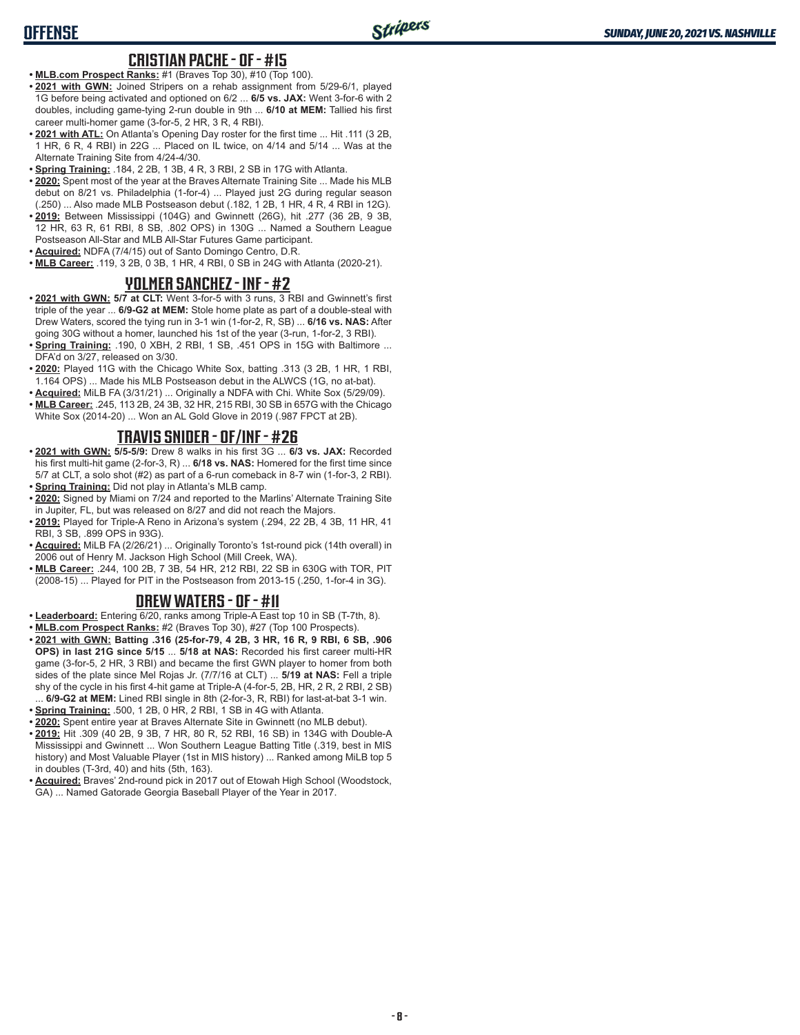## CRISTIAN PACHE - OF - #15

- **MLB.com Prospect Ranks:** #1 (Braves Top 30), #10 (Top 100).
- **2021 with GWN:** Joined Stripers on a rehab assignment from 5/29-6/1, played 1G before being activated and optioned on 6/2 ... **6/5 vs. JAX:** Went 3-for-6 with 2 doubles, including game-tying 2-run double in 9th ... **6/10 at MEM:** Tallied his first career multi-homer game (3-for-5, 2 HR, 3 R, 4 RBI).
- **2021 with ATL:** On Atlanta's Opening Day roster for the first time ... Hit .111 (3 2B, 1 HR, 6 R, 4 RBI) in 22G ... Placed on IL twice, on 4/14 and 5/14 ... Was at the Alternate Training Site from 4/24-4/30.
- **Spring Training:** .184, 2 2B, 1 3B, 4 R, 3 RBI, 2 SB in 17G with Atlanta.
- **2020:** Spent most of the year at the Braves Alternate Training Site ... Made his MLB debut on 8/21 vs. Philadelphia (1-for-4) ... Played just 2G during regular season (.250) ... Also made MLB Postseason debut (.182, 1 2B, 1 HR, 4 R, 4 RBI in 12G).
- **2019:** Between Mississippi (104G) and Gwinnett (26G), hit .277 (36 2B, 9 3B, 12 HR, 63 R, 61 RBI, 8 SB, .802 OPS) in 130G ... Named a Southern League Postseason All-Star and MLB All-Star Futures Game participant.
- **Acquired:** NDFA (7/4/15) out of Santo Domingo Centro, D.R.
- **MLB Career:** .119, 3 2B, 0 3B, 1 HR, 4 RBI, 0 SB in 24G with Atlanta (2020-21).

## YOLMER SANCHEZ - INF - #2

- **2021 with GWN:** **5/7 at CLT:** Went 3-for-5 with 3 runs, 3 RBI and Gwinnett's first triple of the year ... **6/9-G2 at MEM:** Stole home plate as part of a double-steal with Drew Waters, scored the tying run in 3-1 win (1-for-2, R, SB) ... **6/16 vs. NAS:** After going 30G without a homer, launched his 1st of the year (3-run, 1-for-2, 3 RBI).
- **Spring Training:** .190, 0 XBH, 2 RBI, 1 SB, .451 OPS in 15G with Baltimore ... DFA'd on 3/27, released on 3/30.
- **2020:** Played 11G with the Chicago White Sox, batting .313 (3 2B, 1 HR, 1 RBI, 1.164 OPS) ... Made his MLB Postseason debut in the ALWCS (1G, no at-bat).
- **Acquired:** MiLB FA (3/31/21) ... Originally a NDFA with Chi. White Sox (5/29/09).
- **MLB Career:** .245, 113 2B, 24 3B, 32 HR, 215 RBI, 30 SB in 657G with the Chicago White Sox (2014-20) ... Won an AL Gold Glove in 2019 (.987 FPCT at 2B).

## TRAVIS SNIDER - OF/INF - #26

- **2021 with GWN:** **5/5-5/9:** Drew 8 walks in his first 3G ... **6/3 vs. JAX:** Recorded his first multi-hit game (2-for-3, R) ... **6/18 vs. NAS:** Homered for the first time since 5/7 at CLT, a solo shot (#2) as part of a 6-run comeback in 8-7 win (1-for-3, 2 RBI).
- **Spring Training:** Did not play in Atlanta's MLB camp.
- **2020:** Signed by Miami on 7/24 and reported to the Marlins' Alternate Training Site in Jupiter, FL, but was released on 8/27 and did not reach the Majors.
- **2019:** Played for Triple-A Reno in Arizona's system (.294, 22 2B, 4 3B, 11 HR, 41 RBI, 3 SB, .899 OPS in 93G).
- **Acquired:** MiLB FA (2/26/21) ... Originally Toronto's 1st-round pick (14th overall) in 2006 out of Henry M. Jackson High School (Mill Creek, WA).
- **MLB Career:** .244, 100 2B, 7 3B, 54 HR, 212 RBI, 22 SB in 630G with TOR, PIT (2008-15) ... Played for PIT in the Postseason from 2013-15 (.250, 1-for-4 in 3G).

## DREW WATERS - OF - #11

- **Leaderboard:** Entering 6/20, ranks among Triple-A East top 10 in SB (T-7th, 8).
- **MLB.com Prospect Ranks:** #2 (Braves Top 30), #27 (Top 100 Prospects).
- **2021 with GWN:** **Batting .316 (25-for-79, 4 2B, 3 HR, 16 R, 9 RBI, 6 SB, .906 OPS) in last 21G since 5/15** ... **5/18 at NAS:** Recorded his first career multi-HR game (3-for-5, 2 HR, 3 RBI) and became the first GWN player to homer from both sides of the plate since Mel Rojas Jr. (7/7/16 at CLT) ... **5/19 at NAS:** Fell a triple shy of the cycle in his first 4-hit game at Triple-A (4-for-5, 2B, HR, 2 R, 2 RBI, 2 SB) ... **6/9-G2 at MEM:** Lined RBI single in 8th (2-for-3, R, RBI) for last-at-bat 3-1 win.
- **Spring Training:** .500, 1 2B, 0 HR, 2 RBI, 1 SB in 4G with Atlanta.
- **2020:** Spent entire year at Braves Alternate Site in Gwinnett (no MLB debut).
- **2019:** Hit .309 (40 2B, 9 3B, 7 HR, 80 R, 52 RBI, 16 SB) in 134G with Double-A Mississippi and Gwinnett ... Won Southern League Batting Title (.319, best in MIS history) and Most Valuable Player (1st in MIS history) ... Ranked among MiLB top 5 in doubles (T-3rd, 40) and hits (5th, 163).
- **Acquired:** Braves' 2nd-round pick in 2017 out of Etowah High School (Woodstock, GA) ... Named Gatorade Georgia Baseball Player of the Year in 2017.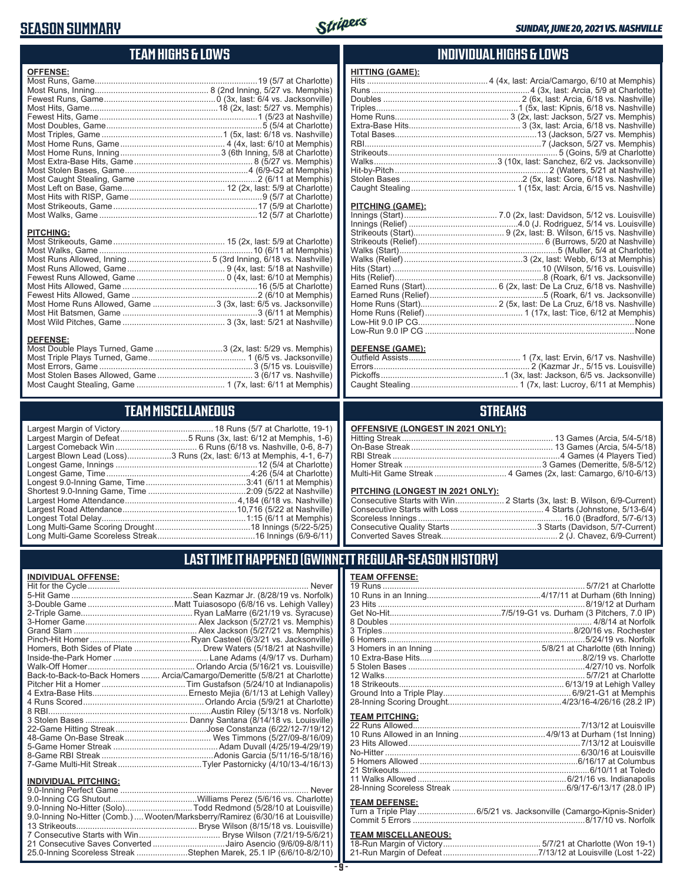# SEASON SUMMARY

SUNDAY, JUNE 20, 2021 VS. NASHVILLE

## TEAM HIGHS & LOWS

**OFFENSE:**

| | |
|---|---|
| Most Runs, Game | 19 (5/7 at Charlotte) |
| Most Runs, Inning | 8 (2nd Inning, 5/27 vs. Memphis) |
| Fewest Runs, Game | 0 (3x, last: 6/4 vs. Jacksonville) |
| Most Hits, Game | 18 (2x, last: 5/27 vs. Memphis) |
| Fewest Hits, Game | 1 (5/23 at Nashville) |
| Most Doubles, Game | 5 (5/4 at Charlotte) |
| Most Triples, Game | 1 (5x, last: 6/18 vs. Nashville) |
| Most Home Runs, Game | 4 (4x, last: 6/10 at Memphis) |
| Most Home Runs, Inning | 3 (6th Inning, 5/8 at Charlotte) |
| Most Extra-Base Hits, Game | 8 (5/27 vs. Memphis) |
| Most Stolen Bases, Game | 4 (6/9-G2 at Memphis) |
| Most Caught Stealing, Game | 2 (6/11 at Memphis) |
| Most Left on Base, Game | 12 (2x, last: 5/9 at Charlotte) |
| Most Hits with RISP, Game | 9 (5/7 at Charlotte) |
| Most Strikeouts, Game | 17 (5/9 at Charlotte) |
| Most Walks, Game | 12 (5/7 at Charlotte) |

**PITCHING:**

| | |
|---|---|
| Most Strikeouts, Game | 15 (2x, last: 5/9 at Charlotte) |
| Most Walks, Game | 10 (6/11 at Memphis) |
| Most Runs Allowed, Inning | 5 (3rd Inning, 6/18 vs. Nashville) |
| Most Runs Allowed, Game | 9 (4x, last: 5/18 at Nashville) |
| Fewest Runs Allowed, Game | 0 (4x, last: 6/10 at Memphis) |
| Most Hits Allowed, Game | 16 (5/5 at Charlotte) |
| Fewest Hits Allowed, Game | 2 (6/10 at Memphis) |
| Most Home Runs Allowed, Game | 3 (3x, last: 6/5 vs. Jacksonville) |
| Most Hit Batsmen, Game | 3 (6/11 at Memphis) |
| Most Wild Pitches, Game | 3 (3x, last: 5/21 at Nashville) |

**DEFENSE:**

| | |
|---|---|
| Most Double Plays Turned, Game | 3 (2x, last: 5/29 vs. Memphis) |
| Most Triple Plays Turned, Game | 1 (6/5 vs. Jacksonville) |
| Most Errors, Game | 3 (5/15 vs. Louisville) |
| Most Stolen Bases Allowed, Game | 3 (6/17 vs. Nashville) |
| Most Caught Stealing, Game | 1 (7x, last: 6/11 at Memphis) |

## INDIVIDUAL HIGHS & LOWS

**HITTING (GAME):**

| | |
|---|---|
| Hits | 4 (4x, last: Arcia/Camargo, 6/10 at Memphis) |
| Runs | 4 (3x, last: Arcia, 5/9 at Charlotte) |
| Doubles | 2 (6x, last: Arcia, 6/18 vs. Nashville) |
| Triples | 1 (5x, last: Kipnis, 6/18 vs. Nashville) |
| Home Runs | 3 (2x, last: Jackson, 5/27 vs. Memphis) |
| Extra-Base Hits | 3 (3x, last: Arcia, 6/18 vs. Nashville) |
| Total Bases | 13 (Jackson, 5/27 vs. Memphis) |
| RBI | 7 (Jackson, 5/27 vs. Memphis) |
| Strikeouts | 5 (Goins, 5/9 at Charlotte) |
| Walks | 3 (10x, last: Sanchez, 6/2 vs. Jacksonville) |
| Hit-by-Pitch | 2 (Waters, 5/21 at Nashville) |
| Stolen Bases | 2 (5x, last: Gore, 6/18 vs. Nashville) |
| Caught Stealing | 1 (15x, last: Arcia, 6/15 vs. Nashville) |

**PITCHING (GAME):**

| | |
|---|---|
| Innings (Start) | 7.0 (2x, last: Davidson, 5/12 vs. Louisville) |
| Innings (Relief) | 4.0 (J. Rodriguez, 5/14 vs. Louisville) |
| Strikeouts (Start) | 9 (2x, last: B. Wilson, 6/15 vs. Nashville) |
| Strikeouts (Relief) | 6 (Burrows, 5/20 at Nashville) |
| Walks (Start) | 5 (Muller, 5/4 at Charlotte) |
| Walks (Relief) | 3 (2x, last: Webb, 6/13 at Memphis) |
| Hits (Start) | 10 (Wilson, 5/16 vs. Louisville) |
| Hits (Relief) | 8 (Roark, 6/1 vs. Jacksonville) |
| Earned Runs (Start) | 6 (2x, last: De La Cruz, 6/18 vs. Nashville) |
| Earned Runs (Relief) | 5 (Roark, 6/1 vs. Jacksonville) |
| Home Runs (Start) | 2 (5x, last: De La Cruz, 6/18 vs. Nashville) |
| Home Runs (Relief) | 1 (17x, last: Tice, 6/12 at Memphis) |
| Low-Hit 9.0 IP CG | None |
| Low-Run 9.0 IP CG | None |

**DEFENSE (GAME):**

| | |
|---|---|
| Outfield Assists | 1 (7x, last: Ervin, 6/17 vs. Nashville) |
| Errors | 2 (Kazmar Jr., 5/15 vs. Louisville) |
| Pickoffs | 1 (3x, last: Jackson, 6/5 vs. Jacksonville) |
| Caught Stealing | 1 (7x, last: Lucroy, 6/11 at Memphis) |

## TEAM MISCELLANEOUS

| | |
|---|---|
| Largest Margin of Victory | 18 Runs (5/7 at Charlotte, 19-1) |
| Largest Margin of Defeat | 5 Runs (3x, last: 6/12 at Memphis, 1-6) |
| Largest Comeback Win | 6 Runs (6/18 vs. Nashville, 0-6, 8-7) |
| Largest Blown Lead (Loss) | 3 Runs (2x, last: 6/13 at Memphis, 4-1, 6-7) |
| Longest Game, Innings | 12 (5/4 at Charlotte) |
| Longest Game, Time | 4:26 (5/4 at Charlotte) |
| Longest 9.0-Inning Game, Time | 3:41 (6/11 at Memphis) |
| Shortest 9.0-Inning Game, Time | 2:09 (5/22 at Nashville) |
| Largest Home Attendance | 4,184 (6/18 vs. Nashville) |
| Largest Road Attendance | 10,716 (5/22 at Nashville) |
| Longest Total Delay | 1:15 (6/11 at Memphis) |
| Long Multi-Game Scoring Drought | 18 Innings (5/22-5/25) |
| Long Multi-Game Scoreless Streak | 16 Innings (6/9-6/11) |

## STREAKS

**OFFENSIVE (LONGEST IN 2021 ONLY):**

| | |
|---|---|
| Hitting Streak | 13 Games (Arcia, 5/4-5/18) |
| On-Base Streak | 13 Games (Arcia, 5/4-5/18) |
| RBI Streak | 4 Games (4 Players Tied) |
| Homer Streak | 3 Games (Demeritte, 5/8-5/12) |
| Multi-Hit Game Streak | 4 Games (2x, last: Camargo, 6/10-6/13) |

**PITCHING (LONGEST IN 2021 ONLY):**

| | |
|---|---|
| Consecutive Starts with Win | 2 Starts (3x, last: B. Wilson, 6/9-Current) |
| Consecutive Starts with Loss | 4 Starts (Johnstone, 5/13-6/4) |
| Scoreless Innings | 16.0 (Bradford, 5/7-6/13) |
| Consecutive Quality Starts | 3 Starts (Davidson, 5/7-Current) |
| Converted Saves Streak | 2 (J. Chavez, 6/9-Current) |

## LAST TIME IT HAPPENED (GWINNETT REGULAR-SEASON HISTORY)

**INDIVIDUAL OFFENSE:**

| | |
|---|---|
| Hit for the Cycle | Never |
| 5-Hit Game | Sean Kazmar Jr. (8/28/19 vs. Norfolk) |
| 3-Double Game | Matt Tuiasosopo (6/8/16 vs. Lehigh Valley) |
| 2-Triple Game | Ryan LaMarre (6/21/19 vs. Syracuse) |
| 3-Homer Game | Alex Jackson (5/27/21 vs. Memphis) |
| Grand Slam | Alex Jackson (5/27/21 vs. Memphis) |
| Pinch-Hit Homer | Ryan Casteel (6/3/21 vs. Jacksonville) |
| Homers, Both Sides of Plate | Drew Waters (5/18/21 at Nashville) |
| Inside-the-Park Homer | Lane Adams (4/9/17 vs. Durham) |
| Walk-Off Homer | Orlando Arcia (5/16/21 vs. Louisville) |
| Back-to-Back-to-Back Homers | Arcia/Camargo/Demeritte (5/8/21 at Charlotte) |
| Pitcher Hit a Homer | Tim Gustafson (5/24/10 at Indianapolis) |
| 4 Extra-Base Hits | Ernesto Mejia (6/1/13 at Lehigh Valley) |
| 4 Runs Scored | Orlando Arcia (5/9/21 at Charlotte) |
| 8 RBI | Austin Riley (5/13/18 vs. Norfolk) |
| 3 Stolen Bases | Danny Santana (8/14/18 vs. Louisville) |
| 22-Game Hitting Streak | Jose Constanza (6/22/12-7/19/12) |
| 48-Game On-Base Streak | Wes Timmons (5/27/09-8/16/09) |
| 5-Game Homer Streak | Adam Duvall (4/25/19-4/29/19) |
| 8-Game RBI Streak | Adonis Garcia (5/11/16-5/18/16) |
| 7-Game Multi-Hit Streak | Tyler Pastornicky (4/10/13-4/16/13) |

**INDIVIDUAL PITCHING:**

| | |
|---|---|
| 9.0-Inning Perfect Game | Never |
| 9.0-Inning CG Shutout | Williams Perez (5/6/16 vs. Charlotte) |
| 9.0-Inning No-Hitter (Solo) | Todd Redmond (5/28/10 at Louisville) |
| 9.0-Inning No-Hitter (Comb.) | Wooten/Marksberry/Ramirez (6/30/16 at Louisville) |
| 13 Strikeouts | Bryse Wilson (8/15/18 vs. Louisville) |
| 7 Consecutive Starts with Win | Bryse Wilson (7/21/19-5/6/21) |
| 21 Consecutive Saves Converted | Jairo Asencio (9/6/09-8/8/11) |
| 25.0-Inning Scoreless Streak | Stephen Marek, 25.1 IP (6/6/10-8/2/10) |

**TEAM OFFENSE:**

| | |
|---|---|
| 19 Runs | 5/7/21 at Charlotte |
| 10 Runs in an Inning | 4/17/11 at Durham (6th Inning) |
| 23 Hits | 8/19/12 at Durham |
| Get No-Hit | 7/5/19-G1 vs. Durham (3 Pitchers, 7.0 IP) |
| 8 Doubles | 4/8/14 at Norfolk |
| 3 Triples | 8/20/16 vs. Rochester |
| 6 Homers | 5/24/19 vs. Norfolk |
| 3 Homers in an Inning | 5/8/21 at Charlotte (6th Inning) |
| 10 Extra-Base Hits | 8/2/19 vs. Charlotte |
| 5 Stolen Bases | 4/27/10 vs. Norfolk |
| 12 Walks | 5/7/21 at Charlotte |
| 18 Strikeouts | 6/13/19 at Lehigh Valley |
| Ground Into a Triple Play | 6/9/21-G1 at Memphis |
| 28-Inning Scoring Drought | 4/23/16-4/26/16 (28.2 IP) |

**TEAM PITCHING:**

| | |
|---|---|
| 22 Runs Allowed | 7/13/12 at Louisville |
| 10 Runs Allowed in an Inning | 4/9/13 at Durham (1st Inning) |
| 23 Hits Allowed | 7/13/12 at Louisville |
| No-Hitter | 6/30/16 at Louisville |
| 5 Homers Allowed | 6/16/17 at Columbus |
| 21 Strikeouts | 6/10/11 at Toledo |
| 11 Walks Allowed | 6/21/16 vs. Indianapolis |
| 28-Inning Scoreless Streak | 6/9/17-6/13/17 (28.0 IP) |

**TEAM DEFENSE:**

| | |
|---|---|
| Turn a Triple Play | 6/5/21 vs. Jacksonville (Camargo-Kipnis-Snider) |
| Commit 5 Errors | 8/17/10 vs. Norfolk |

**TEAM MISCELLANEOUS:**

| | |
|---|---|
| 18-Run Margin of Victory | 5/7/21 at Charlotte (Won 19-1) |
| 21-Run Margin of Defeat | 7/13/12 at Louisville (Lost 1-22) |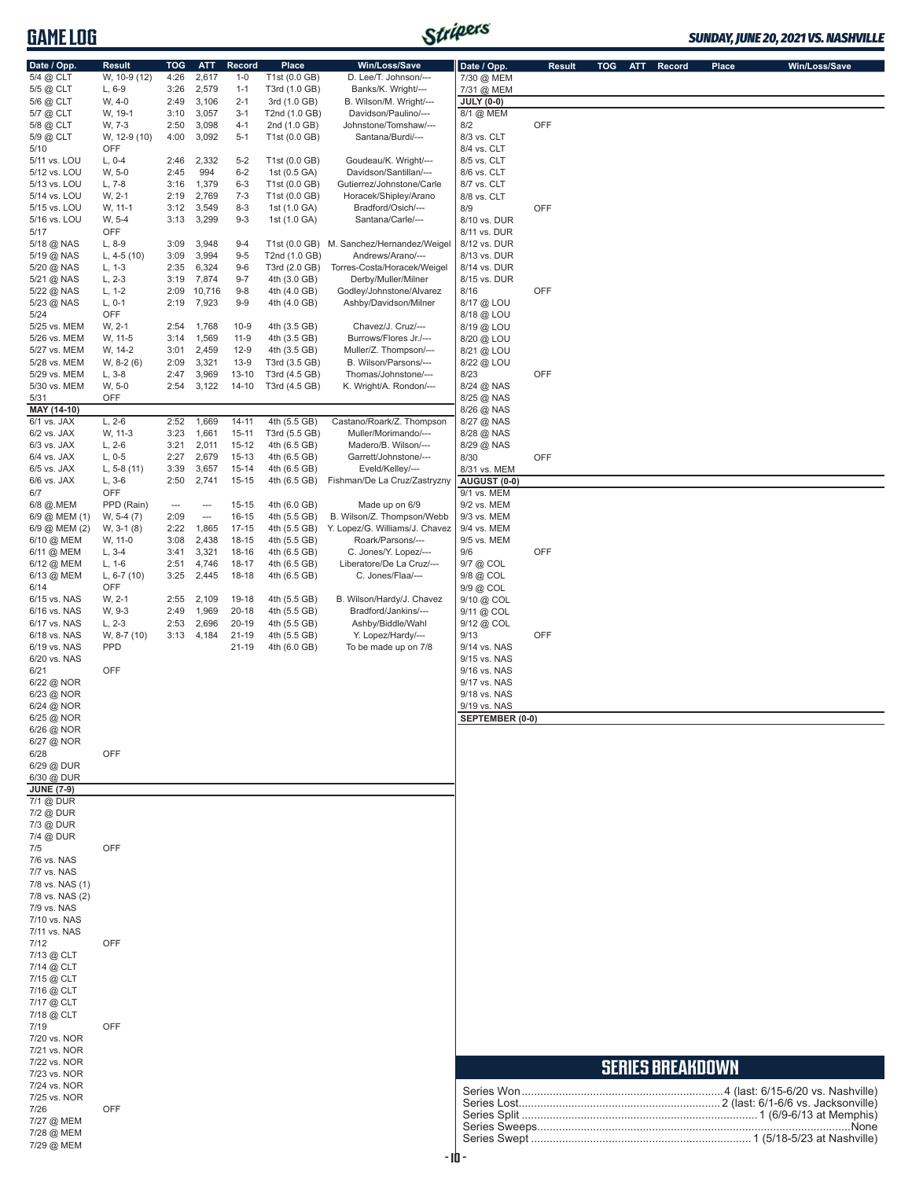## GAME LOG

**SUNDAY, JUNE 20, 2021 VS. NASHVILLE**

| Date / Opp. | Result | TOG | ATT | Record | Place | Win/Loss/Save |
|---|---|---|---|---|---|---|
| 5/4 @ CLT | W, 10-9 (12) | 4:26 | 2,617 | 1-0 | T1st (0.0 GB) | D. Lee/T. Johnson/--- |
| 5/5 @ CLT | L, 6-9 | 3:26 | 2,579 | 1-1 | T3rd (1.0 GB) | Banks/K. Wright/--- |
| 5/6 @ CLT | W, 4-0 | 2:49 | 3,106 | 2-1 | 3rd (1.0 GB) | B. Wilson/M. Wright/--- |
| 5/7 @ CLT | W, 19-1 | 3:10 | 3,057 | 3-1 | T2nd (1.0 GB) | Davidson/Paulino/--- |
| 5/8 @ CLT | W, 7-3 | 2:50 | 3,098 | 4-1 | 2nd (1.0 GB) | Johnstone/Tomshaw/--- |
| 5/9 @ CLT | W, 12-9 (10) | 4:00 | 3,092 | 5-1 | T1st (0.0 GB) | Santana/Burdi/--- |
| 5/10 | OFF | | | | | |
| 5/11 vs. LOU | L, 0-4 | 2:46 | 2,332 | 5-2 | T1st (0.0 GB) | Goudeau/K. Wright/--- |
| 5/12 vs. LOU | W, 5-0 | 2:45 | 994 | 6-2 | 1st (0.5 GA) | Davidson/Santillan/--- |
| 5/13 vs. LOU | L, 7-8 | 3:16 | 1,379 | 6-3 | T1st (0.0 GB) | Gutierrez/Johnstone/Carle |
| 5/14 vs. LOU | W, 2-1 | 2:19 | 2,769 | 7-3 | T1st (0.0 GB) | Horacek/Shipley/Arano |
| 5/15 vs. LOU | W, 11-1 | 3:12 | 3,549 | 8-3 | 1st (1.0 GA) | Bradford/Osich/--- |
| 5/16 vs. LOU | W, 5-4 | 3:13 | 3,299 | 9-3 | 1st (1.0 GA) | Santana/Carle/--- |
| 5/17 | OFF | | | | | |
| 5/18 @ NAS | L, 8-9 | 3:09 | 3,948 | 9-4 | T1st (0.0 GB) | M. Sanchez/Hernandez/Weigel |
| 5/19 @ NAS | L, 4-5 (10) | 3:09 | 3,994 | 9-5 | T2nd (1.0 GB) | Andrews/Arano/--- |
| 5/20 @ NAS | L, 1-3 | 2:35 | 6,324 | 9-6 | T3rd (2.0 GB) | Torres-Costa/Horacek/Weigel |
| 5/21 @ NAS | L, 2-3 | 3:19 | 7,874 | 9-7 | 4th (3.0 GB) | Derby/Muller/Milner |
| 5/22 @ NAS | L, 1-2 | 2:09 | 10,716 | 9-8 | 4th (4.0 GB) | Godley/Johnstone/Alvarez |
| 5/23 @ NAS | L, 0-1 | 2:19 | 7,923 | 9-9 | 4th (4.0 GB) | Ashby/Davidson/Milner |
| 5/24 | OFF | | | | | |
| 5/25 vs. MEM | W, 2-1 | 2:54 | 1,768 | 10-9 | 4th (3.5 GB) | Chavez/J. Cruz/--- |
| 5/26 vs. MEM | W, 11-5 | 3:14 | 1,569 | 11-9 | 4th (3.5 GB) | Burrows/Flores Jr./--- |
| 5/27 vs. MEM | W, 14-2 | 3:01 | 2,459 | 12-9 | 4th (3.5 GB) | Muller/Z. Thompson/--- |
| 5/28 vs. MEM | W, 8-2 (6) | 2:09 | 3,321 | 13-9 | T3rd (3.5 GB) | B. Wilson/Parsons/--- |
| 5/29 vs. MEM | L, 3-8 | 2:47 | 3,969 | 13-10 | T3rd (4.5 GB) | Thomas/Johnstone/--- |
| 5/30 vs. MEM | W, 5-0 | 2:54 | 3,122 | 14-10 | T3rd (4.5 GB) | K. Wright/A. Rondon/--- |
| 5/31 | OFF | | | | | |
| **MAY (14-10)** | | | | | | |
| 6/1 vs. JAX | L, 2-6 | 2:52 | 1,669 | 14-11 | 4th (5.5 GB) | Castano/Roark/Z. Thompson |
| 6/2 vs. JAX | W, 11-3 | 3:23 | 1,661 | 15-11 | T3rd (5.5 GB) | Muller/Morimando/--- |
| 6/3 vs. JAX | L, 2-6 | 3:21 | 2,011 | 15-12 | 4th (6.5 GB) | Madero/B. Wilson/--- |
| 6/4 vs. JAX | L, 0-5 | 2:27 | 2,679 | 15-13 | 4th (6.5 GB) | Garrett/Johnstone/--- |
| 6/5 vs. JAX | L, 5-8 (11) | 3:39 | 3,657 | 15-14 | 4th (6.5 GB) | Eveld/Kelley/--- |
| 6/6 vs. JAX | L, 3-6 | 2:50 | 2,741 | 15-15 | 4th (6.5 GB) | Fishman/De La Cruz/Zastryzny |
| 6/7 | OFF | | | | | |
| 6/8 @ MEM | PPD (Rain) | --- | --- | 15-15 | 4th (6.0 GB) | Made up on 6/9 |
| 6/9 @ MEM (1) | W, 5-4 (7) | 2:09 | --- | 16-15 | 4th (5.5 GB) | B. Wilson/Z. Thompson/Webb |
| 6/9 @ MEM (2) | W, 3-1 (8) | 2:22 | 1,865 | 17-15 | 4th (5.5 GB) | Y. Lopez/G. Williams/J. Chavez |
| 6/10 @ MEM | W, 11-0 | 3:08 | 2,438 | 18-15 | 4th (5.5 GB) | Roark/Parsons/--- |
| 6/11 @ MEM | L, 3-4 | 3:41 | 3,321 | 18-16 | 4th (6.5 GB) | C. Jones/Y. Lopez/--- |
| 6/12 @ MEM | L, 1-6 | 2:51 | 4,746 | 18-17 | 4th (6.5 GB) | Liberatore/De La Cruz/--- |
| 6/13 @ MEM | L, 6-7 (10) | 3:25 | 2,445 | 18-18 | 4th (6.5 GB) | C. Jones/Flaa/--- |
| 6/14 | OFF | | | | | |
| 6/15 vs. NAS | W, 2-1 | 2:55 | 2,109 | 19-18 | 4th (5.5 GB) | B. Wilson/Hardy/J. Chavez |
| 6/16 vs. NAS | W, 9-3 | 2:49 | 1,969 | 20-18 | 4th (5.5 GB) | Bradford/Jankins/--- |
| 6/17 vs. NAS | L, 2-3 | 2:53 | 2,696 | 20-19 | 4th (5.5 GB) | Ashby/Biddle/Wahl |
| 6/18 vs. NAS | W, 8-7 (10) | 3:13 | 4,184 | 21-19 | 4th (5.5 GB) | Y. Lopez/Hardy/--- |
| 6/19 vs. NAS | PPD | | | 21-19 | 4th (6.0 GB) | To be made up on 7/8 |
| 6/20 vs. NAS | | | | | | |
| 6/21 | OFF | | | | | |
| 6/22 @ NOR | | | | | | |
| 6/23 @ NOR | | | | | | |
| 6/24 @ NOR | | | | | | |
| 6/25 @ NOR | | | | | | |
| 6/26 @ NOR | | | | | | |
| 6/27 @ NOR | | | | | | |
| 6/28 | OFF | | | | | |
| 6/29 @ DUR | | | | | | |
| 6/30 @ DUR | | | | | | |
| **JUNE (7-9)** | | | | | | |
| 7/1 @ DUR | | | | | | |
| 7/2 @ DUR | | | | | | |
| 7/3 @ DUR | | | | | | |
| 7/4 @ DUR | | | | | | |
| 7/5 | OFF | | | | | |
| 7/6 vs. NAS | | | | | | |
| 7/7 vs. NAS | | | | | | |
| 7/8 vs. NAS (1) | | | | | | |
| 7/8 vs. NAS (2) | | | | | | |
| 7/9 vs. NAS | | | | | | |
| 7/10 vs. NAS | | | | | | |
| 7/11 vs. NAS | | | | | | |
| 7/12 | OFF | | | | | |
| 7/13 @ CLT | | | | | | |
| 7/14 @ CLT | | | | | | |
| 7/15 @ CLT | | | | | | |
| 7/16 @ CLT | | | | | | |
| 7/17 @ CLT | | | | | | |
| 7/18 @ CLT | | | | | | |
| 7/19 | OFF | | | | | |
| 7/20 vs. NOR | | | | | | |
| 7/21 vs. NOR | | | | | | |
| 7/22 vs. NOR | | | | | | |
| 7/23 vs. NOR | | | | | | |
| 7/24 vs. NOR | | | | | | |
| 7/25 vs. NOR | | | | | | |
| 7/26 | OFF | | | | | |
| 7/27 @ MEM | | | | | | |
| 7/28 @ MEM | | | | | | |
| 7/29 @ MEM | | | | | | |
| 7/30 @ MEM | | | | | | |
| 7/31 @ MEM | | | | | | |
| **JULY (0-0)** | | | | | | |
| 8/1 @ MEM | | | | | | |
| 8/2 | OFF | | | | | |
| 8/3 vs. CLT | | | | | | |
| 8/4 vs. CLT | | | | | | |
| 8/5 vs. CLT | | | | | | |
| 8/6 vs. CLT | | | | | | |
| 8/7 vs. CLT | | | | | | |
| 8/8 vs. CLT | | | | | | |
| 8/9 | OFF | | | | | |
| 8/10 vs. DUR | | | | | | |
| 8/11 vs. DUR | | | | | | |
| 8/12 vs. DUR | | | | | | |
| 8/13 vs. DUR | | | | | | |
| 8/14 vs. DUR | | | | | | |
| 8/15 vs. DUR | | | | | | |
| 8/16 | OFF | | | | | |
| 8/17 @ LOU | | | | | | |
| 8/18 @ LOU | | | | | | |
| 8/19 @ LOU | | | | | | |
| 8/20 @ LOU | | | | | | |
| 8/21 @ LOU | | | | | | |
| 8/22 @ LOU | | | | | | |
| 8/23 | OFF | | | | | |
| 8/24 @ NAS | | | | | | |
| 8/25 @ NAS | | | | | | |
| 8/26 @ NAS | | | | | | |
| 8/27 @ NAS | | | | | | |
| 8/28 @ NAS | | | | | | |
| 8/29 @ NAS | | | | | | |
| 8/30 | OFF | | | | | |
| 8/31 vs. MEM | | | | | | |
| **AUGUST (0-0)** | | | | | | |
| 9/1 vs. MEM | | | | | | |
| 9/2 vs. MEM | | | | | | |
| 9/3 vs. MEM | | | | | | |
| 9/4 vs. MEM | | | | | | |
| 9/5 vs. MEM | | | | | | |
| 9/6 | OFF | | | | | |
| 9/7 @ COL | | | | | | |
| 9/8 @ COL | | | | | | |
| 9/9 @ COL | | | | | | |
| 9/10 @ COL | | | | | | |
| 9/11 @ COL | | | | | | |
| 9/12 @ COL | | | | | | |
| 9/13 | OFF | | | | | |
| 9/14 vs. NAS | | | | | | |
| 9/15 vs. NAS | | | | | | |
| 9/16 vs. NAS | | | | | | |
| 9/17 vs. NAS | | | | | | |
| 9/18 vs. NAS | | | | | | |
| 9/19 vs. NAS | | | | | | |
| **SEPTEMBER (0-0)** | | | | | | |

## SERIES BREAKDOWN

Series Won .......... 4 (last: 6/15-6/20 vs. Nashville)
Series Lost .......... 2 (last: 6/1-6/6 vs. Jacksonville)
Series Split .......... 1 (6/9-6/13 at Memphis)
Series Sweeps .......... None
Series Swept .......... 1 (5/18-5/23 at Nashville)